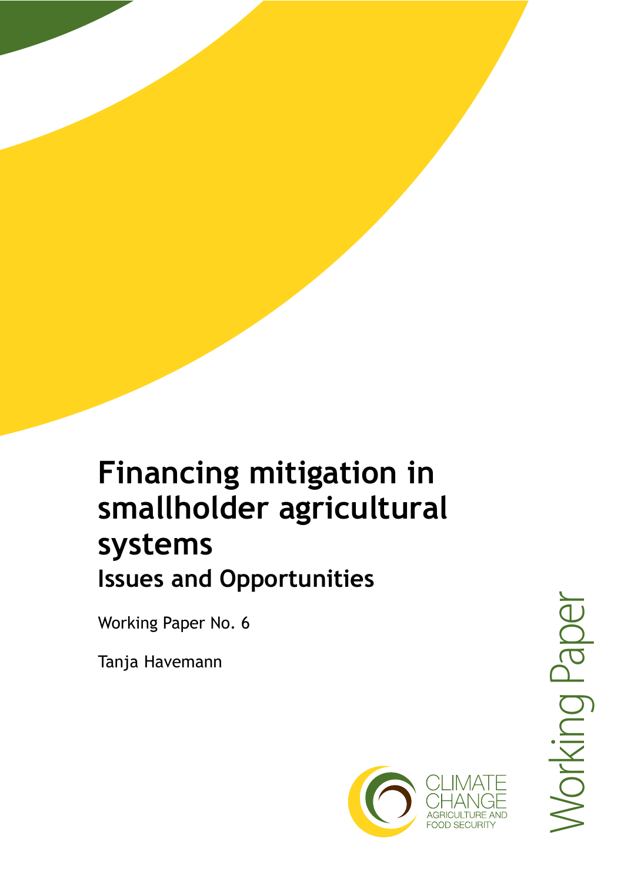# Financing mitigation in smallholder agricultural systems

## Issues and Opportunities

Working Paper No. 6

Tanja Havemann

CLIMATE CHANGE AGRICULTURE AND FOOD SECURITY

Working Paper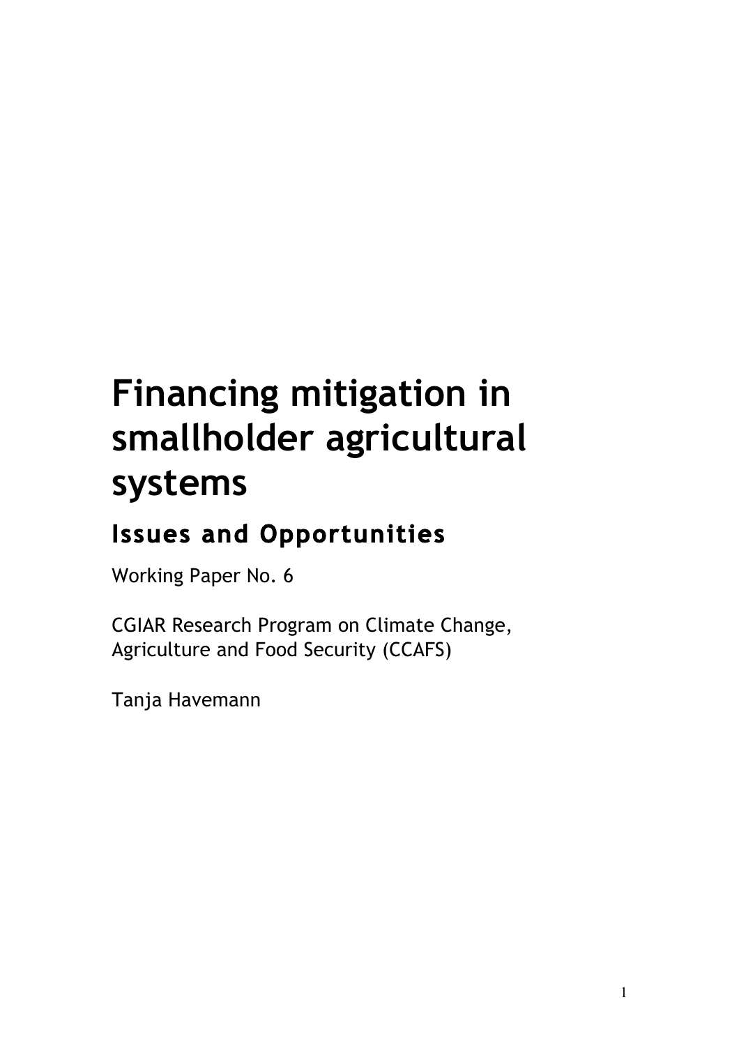# Financing mitigation in smallholder agricultural systems

## Issues and Opportunities

Working Paper No. 6

CGIAR Research Program on Climate Change, Agriculture and Food Security (CCAFS)

Tanja Havemann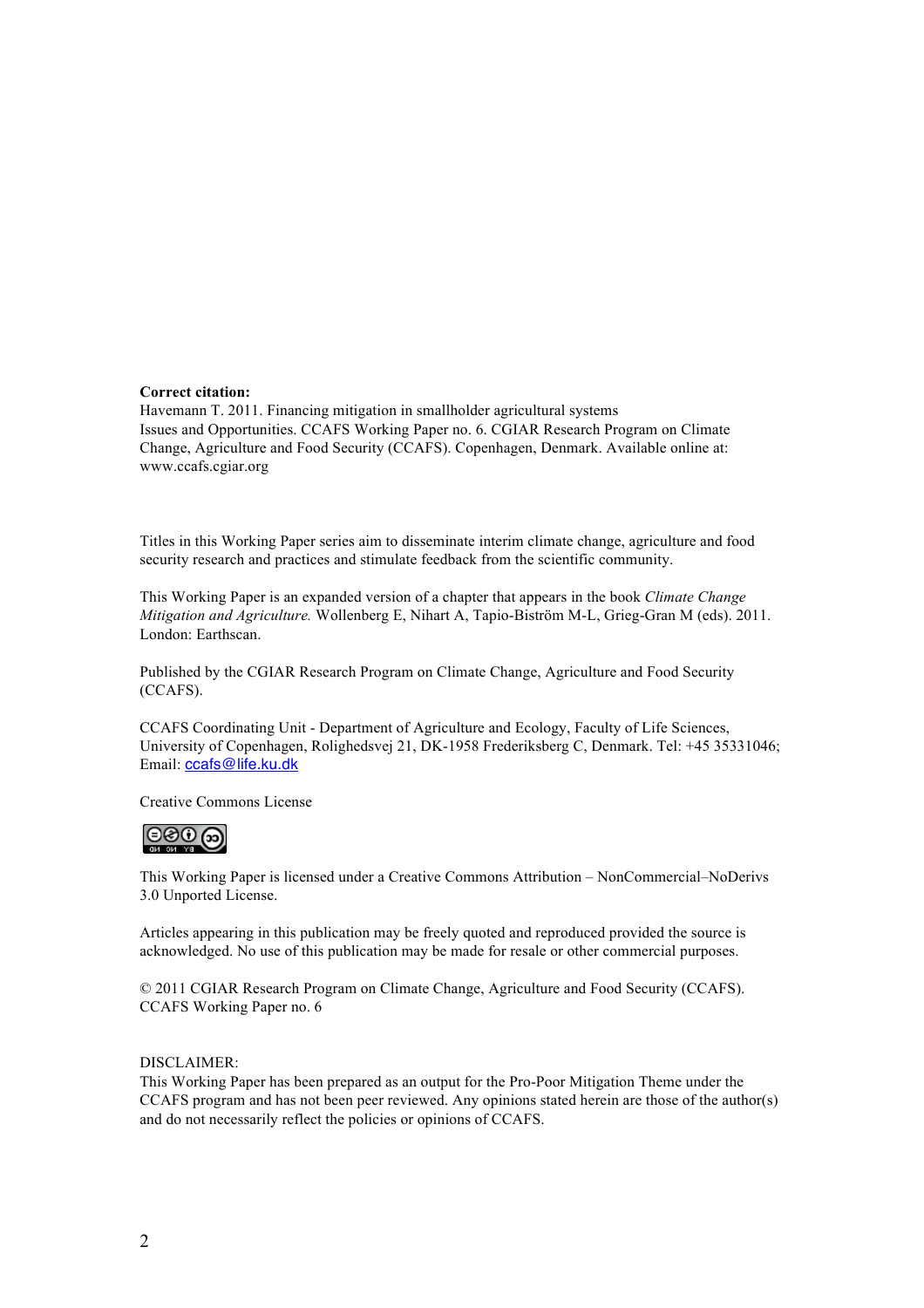**Correct citation:**
Havemann T. 2011. Financing mitigation in smallholder agricultural systems
Issues and Opportunities. CCAFS Working Paper no. 6. CGIAR Research Program on Climate Change, Agriculture and Food Security (CCAFS). Copenhagen, Denmark. Available online at: www.ccafs.cgiar.org

Titles in this Working Paper series aim to disseminate interim climate change, agriculture and food security research and practices and stimulate feedback from the scientific community.

This Working Paper is an expanded version of a chapter that appears in the book *Climate Change Mitigation and Agriculture.* Wollenberg E, Nihart A, Tapio-Biström M-L, Grieg-Gran M (eds). 2011. London: Earthscan.

Published by the CGIAR Research Program on Climate Change, Agriculture and Food Security (CCAFS).

CCAFS Coordinating Unit - Department of Agriculture and Ecology, Faculty of Life Sciences, University of Copenhagen, Rolighedsvej 21, DK-1958 Frederiksberg C, Denmark. Tel: +45 35331046; Email: ccafs@life.ku.dk

Creative Commons License

This Working Paper is licensed under a Creative Commons Attribution – NonCommercial–NoDerivs 3.0 Unported License.

Articles appearing in this publication may be freely quoted and reproduced provided the source is acknowledged. No use of this publication may be made for resale or other commercial purposes.

© 2011 CGIAR Research Program on Climate Change, Agriculture and Food Security (CCAFS).
CCAFS Working Paper no. 6

DISCLAIMER:
This Working Paper has been prepared as an output for the Pro-Poor Mitigation Theme under the CCAFS program and has not been peer reviewed. Any opinions stated herein are those of the author(s) and do not necessarily reflect the policies or opinions of CCAFS.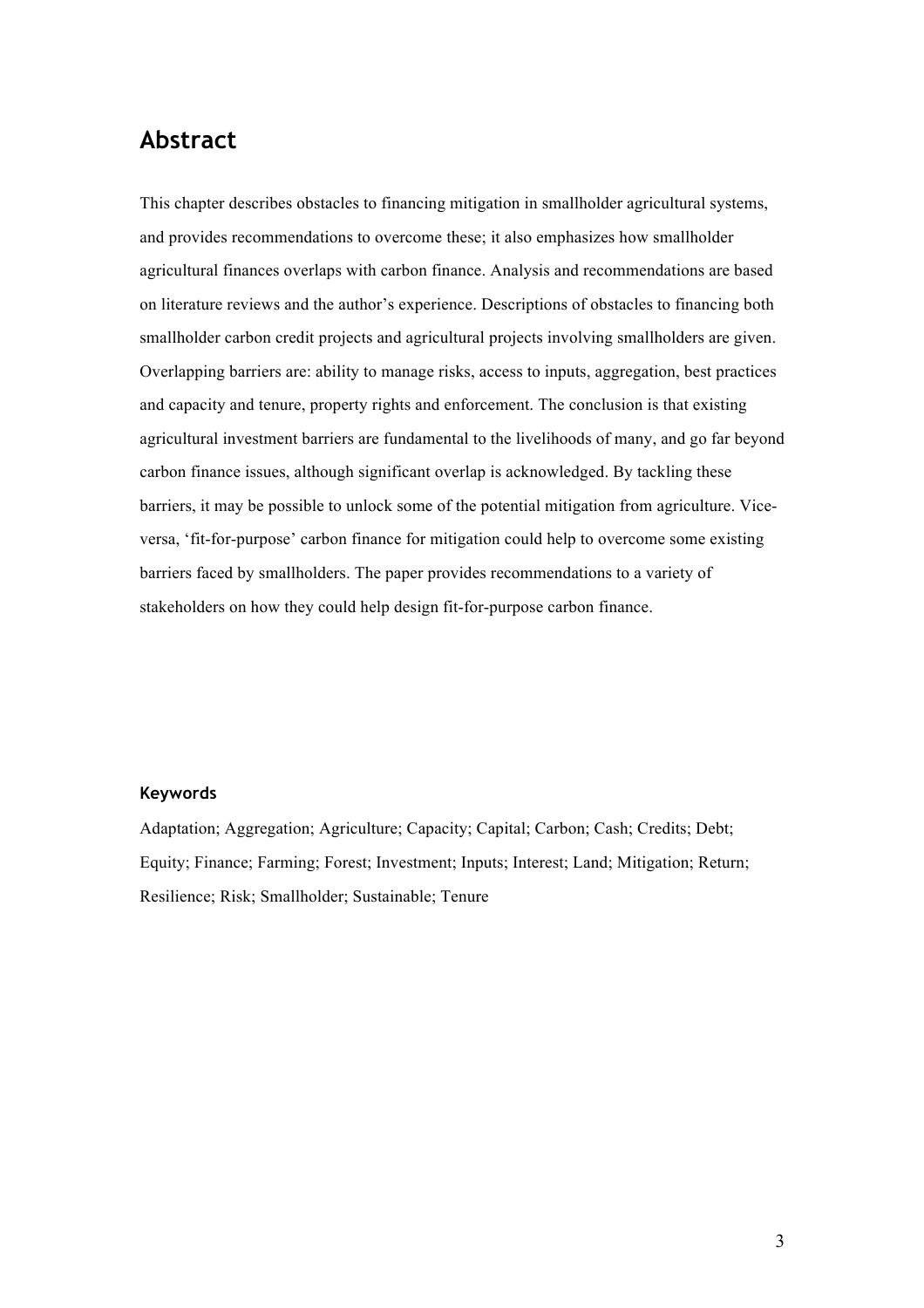## Abstract

This chapter describes obstacles to financing mitigation in smallholder agricultural systems, and provides recommendations to overcome these; it also emphasizes how smallholder agricultural finances overlaps with carbon finance. Analysis and recommendations are based on literature reviews and the author's experience. Descriptions of obstacles to financing both smallholder carbon credit projects and agricultural projects involving smallholders are given. Overlapping barriers are: ability to manage risks, access to inputs, aggregation, best practices and capacity and tenure, property rights and enforcement. The conclusion is that existing agricultural investment barriers are fundamental to the livelihoods of many, and go far beyond carbon finance issues, although significant overlap is acknowledged. By tackling these barriers, it may be possible to unlock some of the potential mitigation from agriculture. Vice-versa, 'fit-for-purpose' carbon finance for mitigation could help to overcome some existing barriers faced by smallholders. The paper provides recommendations to a variety of stakeholders on how they could help design fit-for-purpose carbon finance.

#### Keywords

Adaptation; Aggregation; Agriculture; Capacity; Capital; Carbon; Cash; Credits; Debt; Equity; Finance; Farming; Forest; Investment; Inputs; Interest; Land; Mitigation; Return; Resilience; Risk; Smallholder; Sustainable; Tenure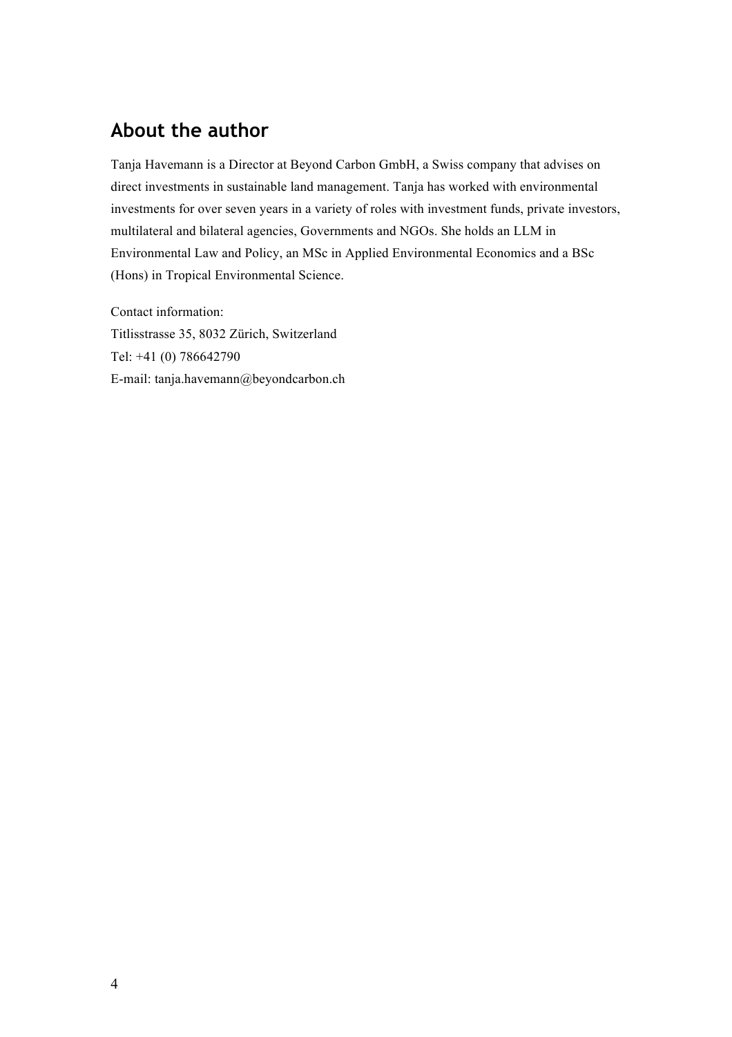## About the author

Tanja Havemann is a Director at Beyond Carbon GmbH, a Swiss company that advises on direct investments in sustainable land management. Tanja has worked with environmental investments for over seven years in a variety of roles with investment funds, private investors, multilateral and bilateral agencies, Governments and NGOs. She holds an LLM in Environmental Law and Policy, an MSc in Applied Environmental Economics and a BSc (Hons) in Tropical Environmental Science.

Contact information:
Titlisstrasse 35, 8032 Zürich, Switzerland
Tel: +41 (0) 786642790
E-mail: tanja.havemann@beyondcarbon.ch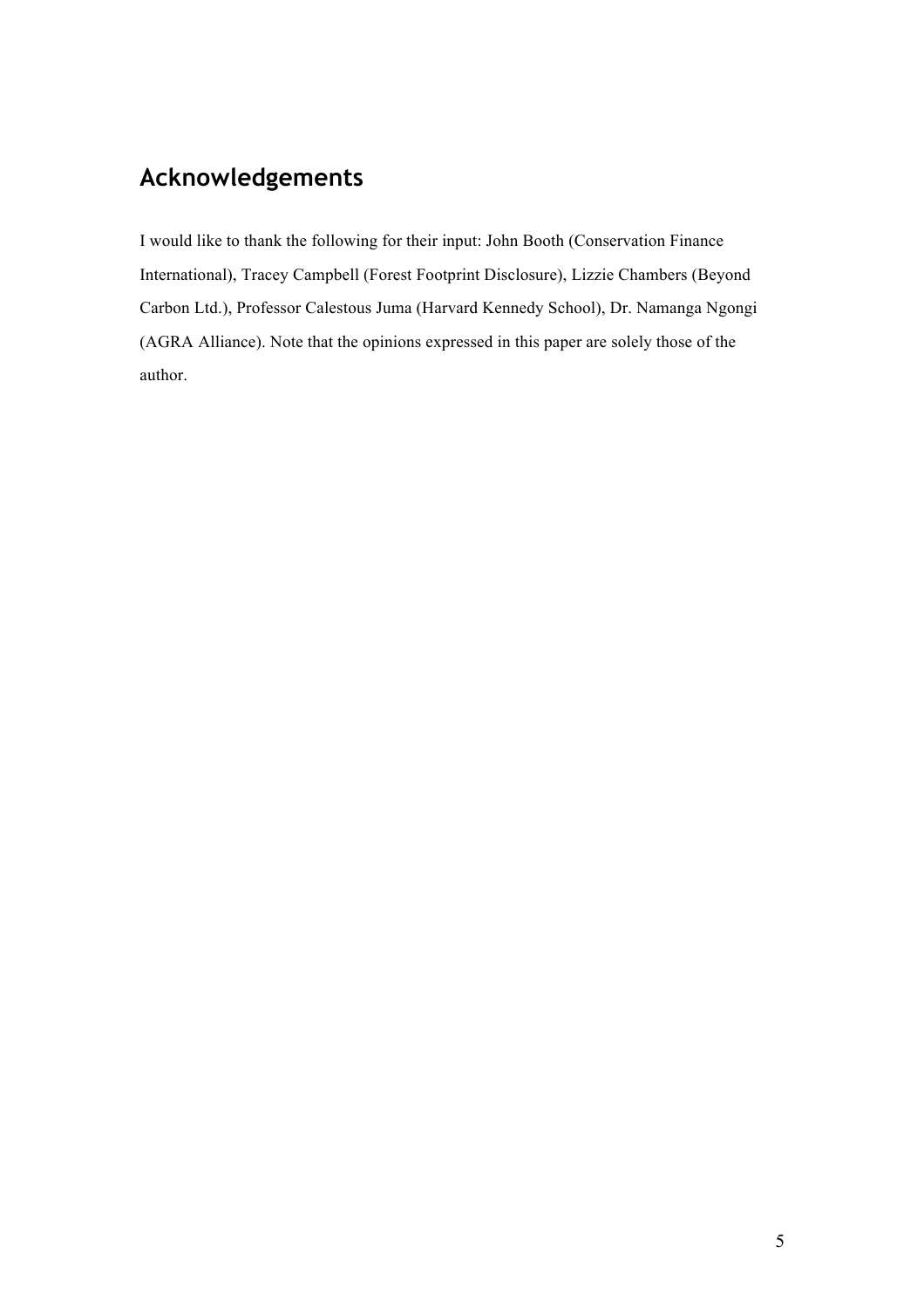## Acknowledgements

I would like to thank the following for their input: John Booth (Conservation Finance International), Tracey Campbell (Forest Footprint Disclosure), Lizzie Chambers (Beyond Carbon Ltd.), Professor Calestous Juma (Harvard Kennedy School), Dr. Namanga Ngongi (AGRA Alliance). Note that the opinions expressed in this paper are solely those of the author.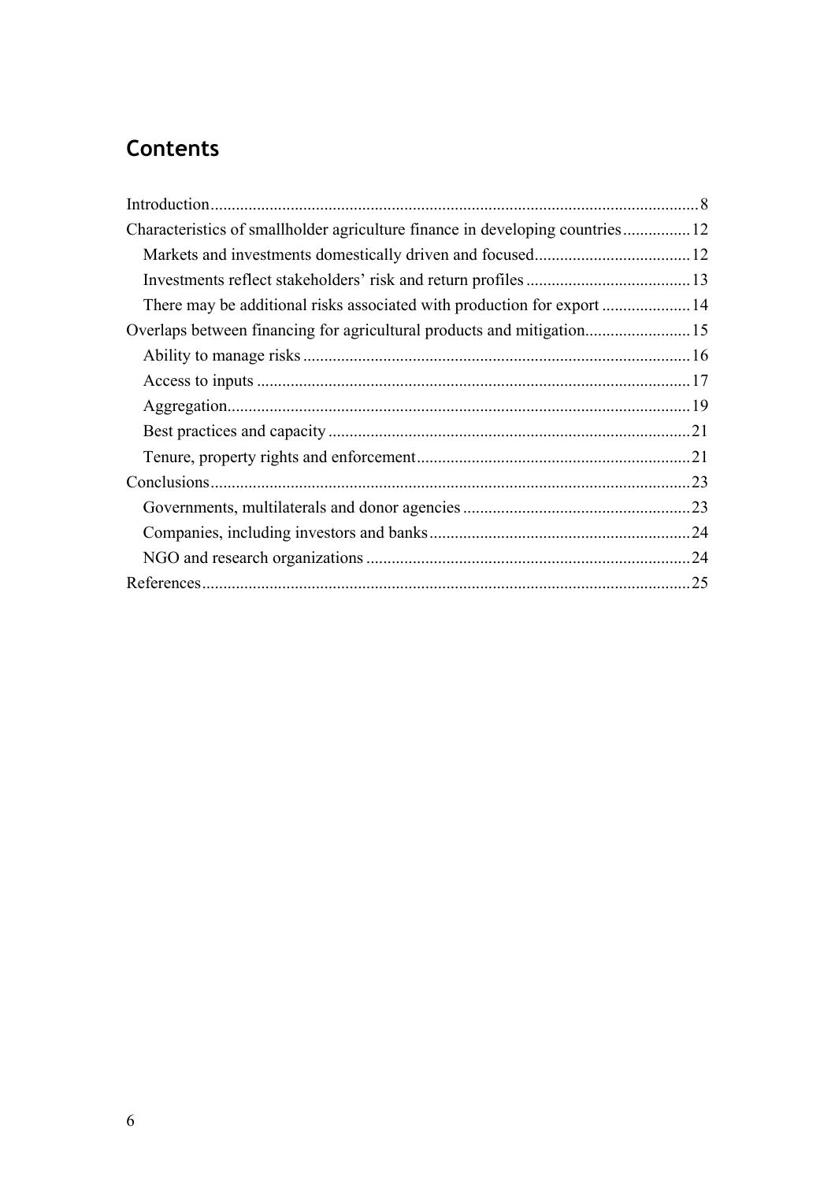## Contents

- Introduction ........ 8
- Characteristics of smallholder agriculture finance in developing countries ........ 12
  - Markets and investments domestically driven and focused ........ 12
  - Investments reflect stakeholders' risk and return profiles ........ 13
  - There may be additional risks associated with production for export ........ 14
- Overlaps between financing for agricultural products and mitigation ........ 15
  - Ability to manage risks ........ 16
  - Access to inputs ........ 17
  - Aggregation ........ 19
  - Best practices and capacity ........ 21
  - Tenure, property rights and enforcement ........ 21
- Conclusions ........ 23
  - Governments, multilaterals and donor agencies ........ 23
  - Companies, including investors and banks ........ 24
  - NGO and research organizations ........ 24
- References ........ 25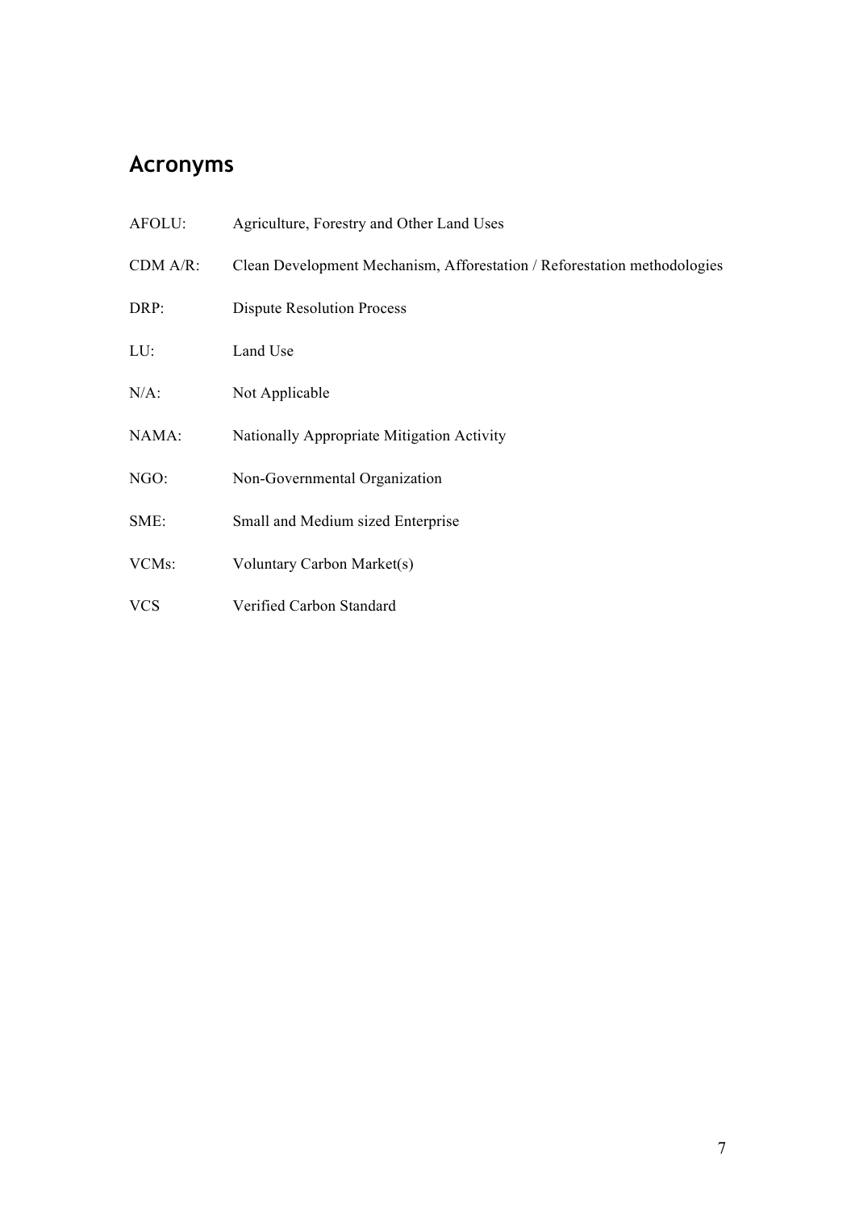## Acronyms

| | |
|---|---|
| AFOLU: | Agriculture, Forestry and Other Land Uses |
| CDM A/R: | Clean Development Mechanism, Afforestation / Reforestation methodologies |
| DRP: | Dispute Resolution Process |
| LU: | Land Use |
| N/A: | Not Applicable |
| NAMA: | Nationally Appropriate Mitigation Activity |
| NGO: | Non-Governmental Organization |
| SME: | Small and Medium sized Enterprise |
| VCMs: | Voluntary Carbon Market(s) |
| VCS | Verified Carbon Standard |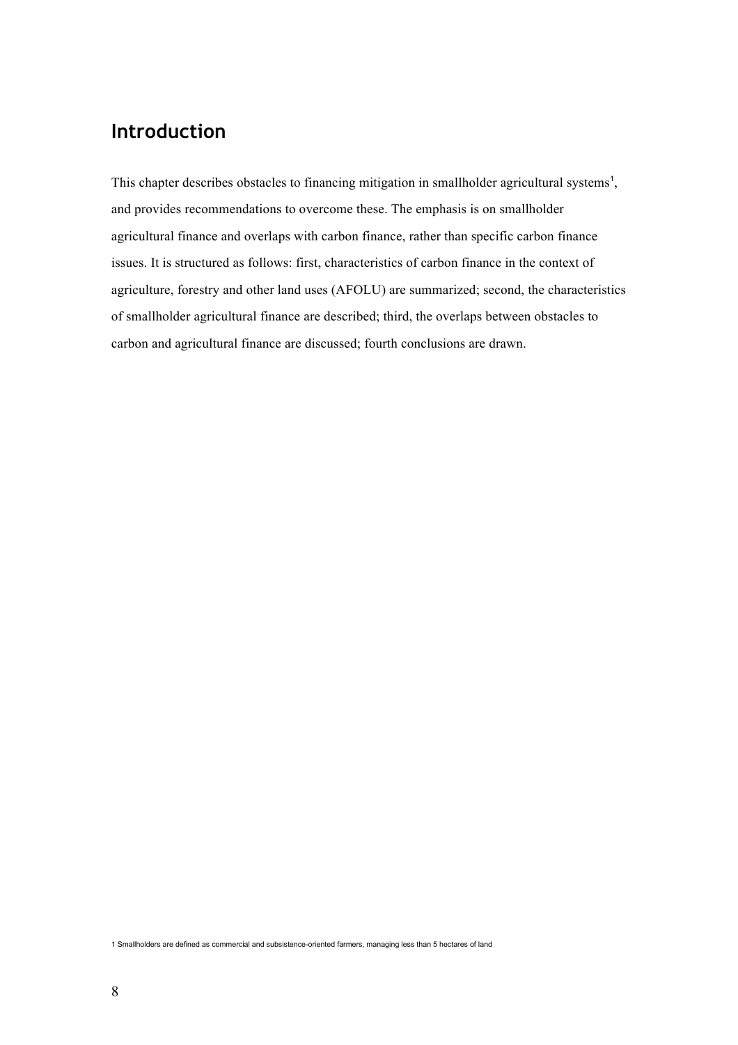## Introduction

This chapter describes obstacles to financing mitigation in smallholder agricultural systems[1], and provides recommendations to overcome these. The emphasis is on smallholder agricultural finance and overlaps with carbon finance, rather than specific carbon finance issues. It is structured as follows: first, characteristics of carbon finance in the context of agriculture, forestry and other land uses (AFOLU) are summarized; second, the characteristics of smallholder agricultural finance are described; third, the overlaps between obstacles to carbon and agricultural finance are discussed; fourth conclusions are drawn.

1 Smallholders are defined as commercial and subsistence-oriented farmers, managing less than 5 hectares of land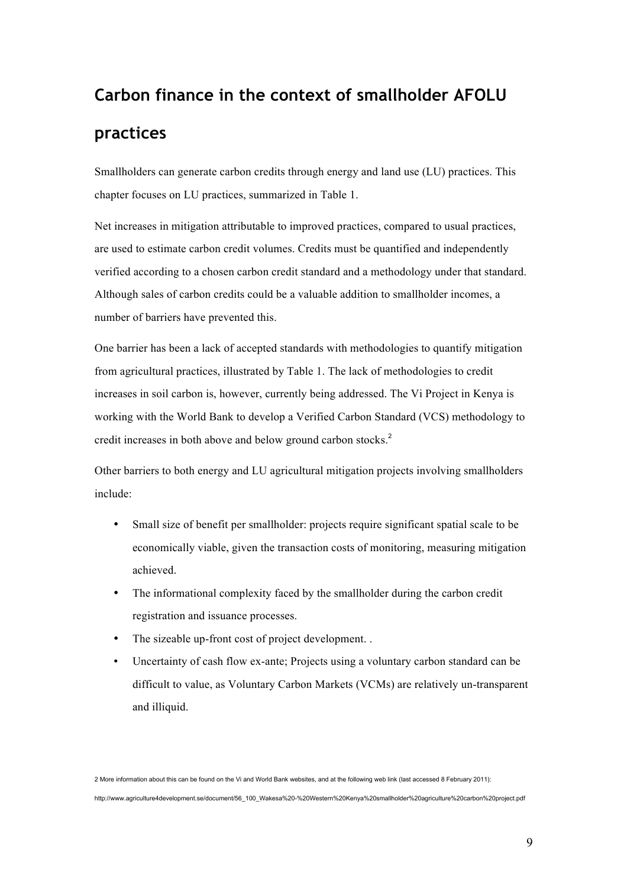## Carbon finance in the context of smallholder AFOLU practices

Smallholders can generate carbon credits through energy and land use (LU) practices. This chapter focuses on LU practices, summarized in Table 1.

Net increases in mitigation attributable to improved practices, compared to usual practices, are used to estimate carbon credit volumes. Credits must be quantified and independently verified according to a chosen carbon credit standard and a methodology under that standard. Although sales of carbon credits could be a valuable addition to smallholder incomes, a number of barriers have prevented this.

One barrier has been a lack of accepted standards with methodologies to quantify mitigation from agricultural practices, illustrated by Table 1. The lack of methodologies to credit increases in soil carbon is, however, currently being addressed. The Vi Project in Kenya is working with the World Bank to develop a Verified Carbon Standard (VCS) methodology to credit increases in both above and below ground carbon stocks.[2]

Other barriers to both energy and LU agricultural mitigation projects involving smallholders include:

- Small size of benefit per smallholder: projects require significant spatial scale to be economically viable, given the transaction costs of monitoring, measuring mitigation achieved.
- The informational complexity faced by the smallholder during the carbon credit registration and issuance processes.
- The sizeable up-front cost of project development. .
- Uncertainty of cash flow ex-ante; Projects using a voluntary carbon standard can be difficult to value, as Voluntary Carbon Markets (VCMs) are relatively un-transparent and illiquid.

2 More information about this can be found on the Vi and World Bank websites, and at the following web link (last accessed 8 February 2011): http://www.agriculture4development.se/document/56_100_Wakesa%20-%20Western%20Kenya%20smallholder%20agriculture%20carbon%20project.pdf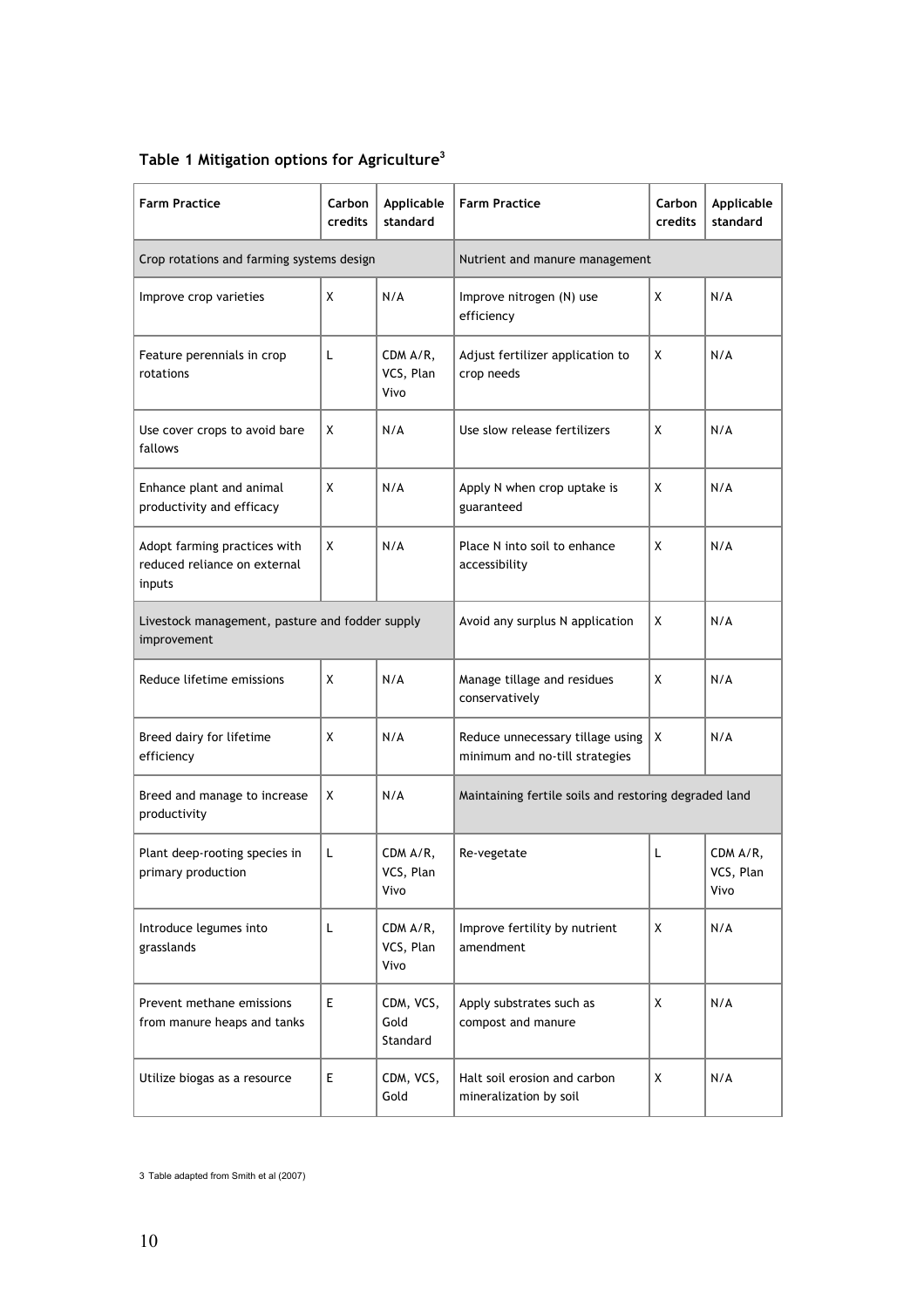**Table 1 Mitigation options for Agriculture**[3]

| Farm Practice | Carbon credits | Applicable standard | Farm Practice | Carbon credits | Applicable standard |
|---|---|---|---|---|---|
| Crop rotations and farming systems design | | | Nutrient and manure management | | |
| Improve crop varieties | X | N/A | Improve nitrogen (N) use efficiency | X | N/A |
| Feature perennials in crop rotations | L | CDM A/R, VCS, Plan Vivo | Adjust fertilizer application to crop needs | X | N/A |
| Use cover crops to avoid bare fallows | X | N/A | Use slow release fertilizers | X | N/A |
| Enhance plant and animal productivity and efficacy | X | N/A | Apply N when crop uptake is guaranteed | X | N/A |
| Adopt farming practices with reduced reliance on external inputs | X | N/A | Place N into soil to enhance accessibility | X | N/A |
| Livestock management, pasture and fodder supply improvement | | | Avoid any surplus N application | X | N/A |
| Reduce lifetime emissions | X | N/A | Manage tillage and residues conservatively | X | N/A |
| Breed dairy for lifetime efficiency | X | N/A | Reduce unnecessary tillage using minimum and no-till strategies | X | N/A |
| Breed and manage to increase productivity | X | N/A | Maintaining fertile soils and restoring degraded land | | |
| Plant deep-rooting species in primary production | L | CDM A/R, VCS, Plan Vivo | Re-vegetate | L | CDM A/R, VCS, Plan Vivo |
| Introduce legumes into grasslands | L | CDM A/R, VCS, Plan Vivo | Improve fertility by nutrient amendment | X | N/A |
| Prevent methane emissions from manure heaps and tanks | E | CDM, VCS, Gold Standard | Apply substrates such as compost and manure | X | N/A |
| Utilize biogas as a resource | E | CDM, VCS, Gold | Halt soil erosion and carbon mineralization by soil | X | N/A |

3 Table adapted from Smith et al (2007)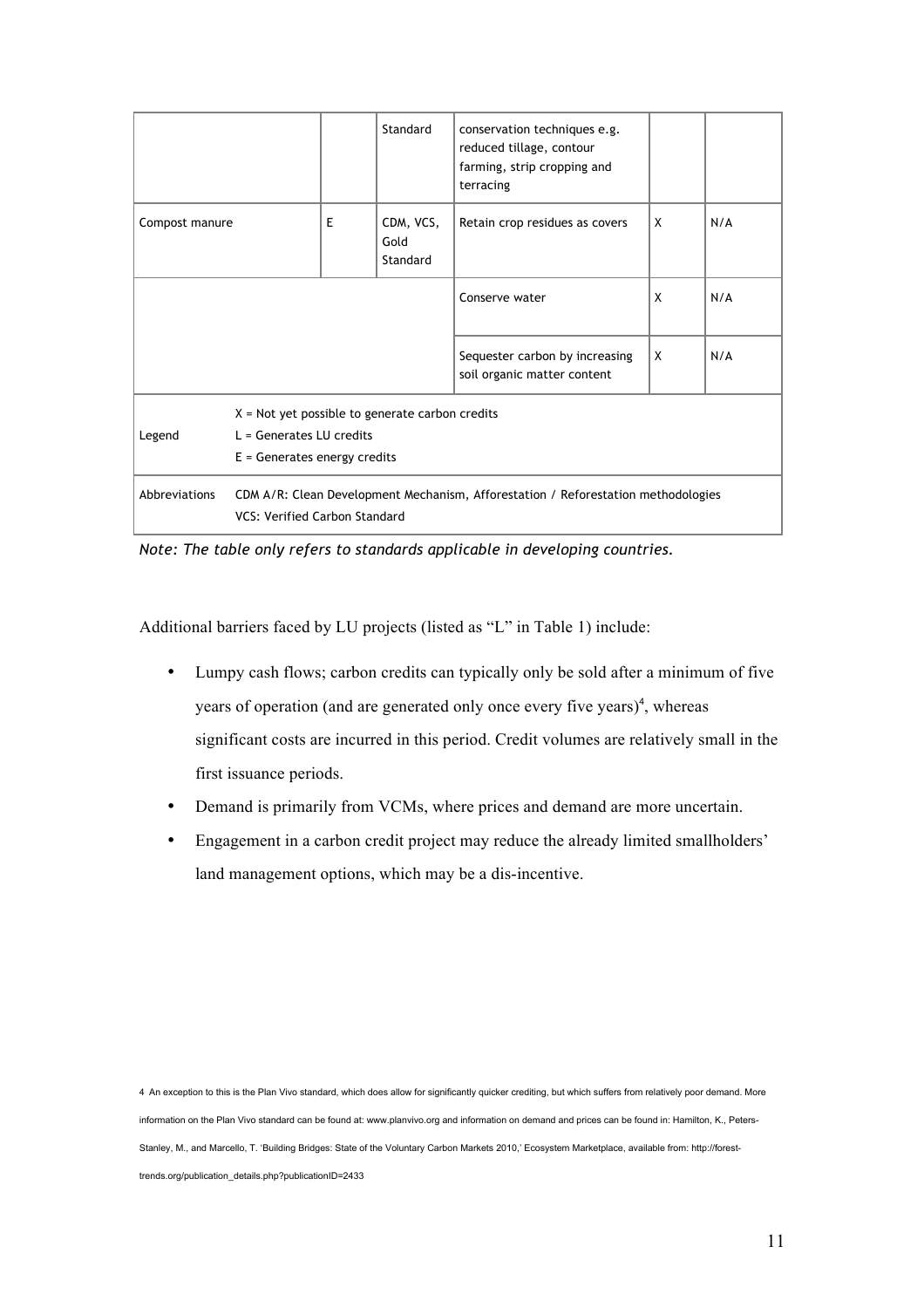| | | Standard | conservation techniques e.g. reduced tillage, contour farming, strip cropping and terracing | | |
|---|---|---|---|---|---|
| Compost manure | E | CDM, VCS, Gold Standard | Retain crop residues as covers | X | N/A |
| | | | Conserve water | X | N/A |
| | | | Sequester carbon by increasing soil organic matter content | X | N/A |
| Legend | X = Not yet possible to generate carbon credits<br>L = Generates LU credits<br>E = Generates energy credits | | | | |
| Abbreviations | CDM A/R: Clean Development Mechanism, Afforestation / Reforestation methodologies<br>VCS: Verified Carbon Standard | | | | |

*Note: The table only refers to standards applicable in developing countries.*

Additional barriers faced by LU projects (listed as "L" in Table 1) include:

- Lumpy cash flows; carbon credits can typically only be sold after a minimum of five years of operation (and are generated only once every five years)[4], whereas significant costs are incurred in this period. Credit volumes are relatively small in the first issuance periods.
- Demand is primarily from VCMs, where prices and demand are more uncertain.
- Engagement in a carbon credit project may reduce the already limited smallholders' land management options, which may be a dis-incentive.

4 An exception to this is the Plan Vivo standard, which does allow for significantly quicker crediting, but which suffers from relatively poor demand. More information on the Plan Vivo standard can be found at: www.planvivo.org and information on demand and prices can be found in: Hamilton, K., Peters-Stanley, M., and Marcello, T. 'Building Bridges: State of the Voluntary Carbon Markets 2010,' Ecosystem Marketplace, available from: http://forest-trends.org/publication_details.php?publicationID=2433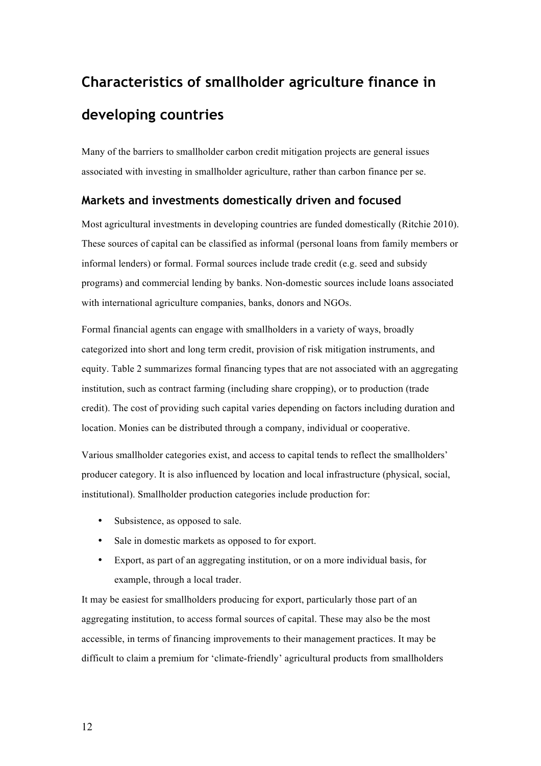# Characteristics of smallholder agriculture finance in developing countries

Many of the barriers to smallholder carbon credit mitigation projects are general issues associated with investing in smallholder agriculture, rather than carbon finance per se.

## Markets and investments domestically driven and focused

Most agricultural investments in developing countries are funded domestically (Ritchie 2010). These sources of capital can be classified as informal (personal loans from family members or informal lenders) or formal. Formal sources include trade credit (e.g. seed and subsidy programs) and commercial lending by banks. Non-domestic sources include loans associated with international agriculture companies, banks, donors and NGOs.

Formal financial agents can engage with smallholders in a variety of ways, broadly categorized into short and long term credit, provision of risk mitigation instruments, and equity. Table 2 summarizes formal financing types that are not associated with an aggregating institution, such as contract farming (including share cropping), or to production (trade credit). The cost of providing such capital varies depending on factors including duration and location. Monies can be distributed through a company, individual or cooperative.

Various smallholder categories exist, and access to capital tends to reflect the smallholders' producer category. It is also influenced by location and local infrastructure (physical, social, institutional). Smallholder production categories include production for:

- Subsistence, as opposed to sale.
- Sale in domestic markets as opposed to for export.
- Export, as part of an aggregating institution, or on a more individual basis, for example, through a local trader.

It may be easiest for smallholders producing for export, particularly those part of an aggregating institution, to access formal sources of capital. These may also be the most accessible, in terms of financing improvements to their management practices. It may be difficult to claim a premium for 'climate-friendly' agricultural products from smallholders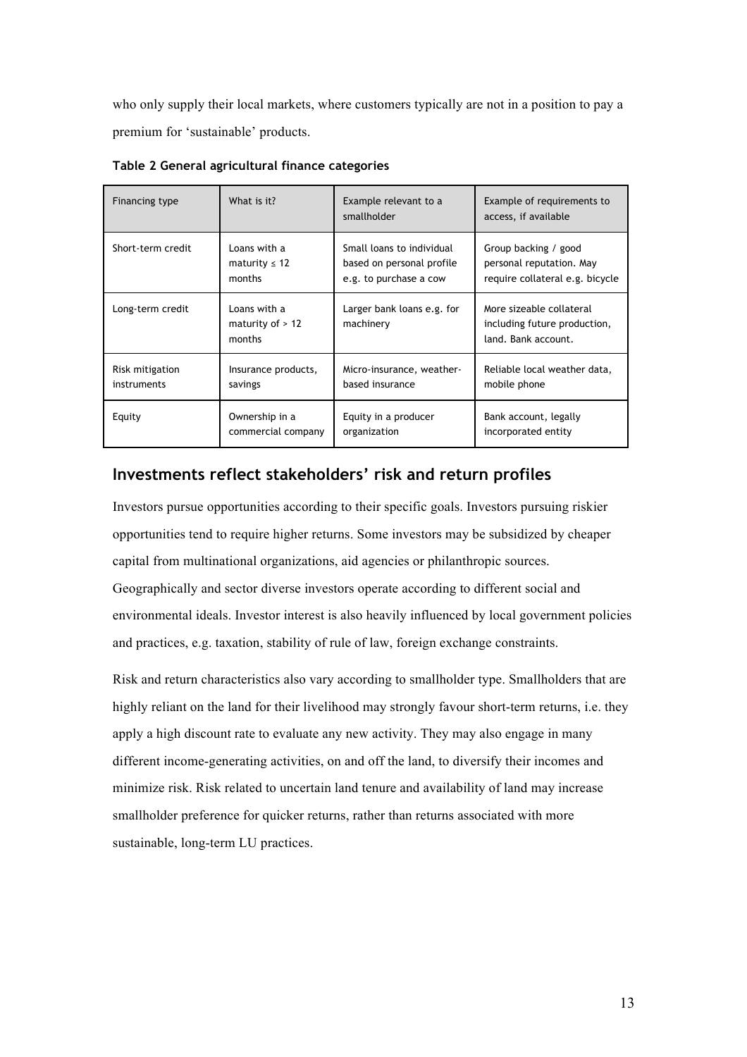who only supply their local markets, where customers typically are not in a position to pay a premium for 'sustainable' products.

**Table 2 General agricultural finance categories**

| Financing type | What is it? | Example relevant to a smallholder | Example of requirements to access, if available |
|---|---|---|---|
| Short-term credit | Loans with a maturity ≤ 12 months | Small loans to individual based on personal profile e.g. to purchase a cow | Group backing / good personal reputation. May require collateral e.g. bicycle |
| Long-term credit | Loans with a maturity of > 12 months | Larger bank loans e.g. for machinery | More sizeable collateral including future production, land. Bank account. |
| Risk mitigation instruments | Insurance products, savings | Micro-insurance, weather-based insurance | Reliable local weather data, mobile phone |
| Equity | Ownership in a commercial company | Equity in a producer organization | Bank account, legally incorporated entity |

## Investments reflect stakeholders' risk and return profiles

Investors pursue opportunities according to their specific goals. Investors pursuing riskier opportunities tend to require higher returns. Some investors may be subsidized by cheaper capital from multinational organizations, aid agencies or philanthropic sources. Geographically and sector diverse investors operate according to different social and environmental ideals. Investor interest is also heavily influenced by local government policies and practices, e.g. taxation, stability of rule of law, foreign exchange constraints.

Risk and return characteristics also vary according to smallholder type. Smallholders that are highly reliant on the land for their livelihood may strongly favour short-term returns, i.e. they apply a high discount rate to evaluate any new activity. They may also engage in many different income-generating activities, on and off the land, to diversify their incomes and minimize risk. Risk related to uncertain land tenure and availability of land may increase smallholder preference for quicker returns, rather than returns associated with more sustainable, long-term LU practices.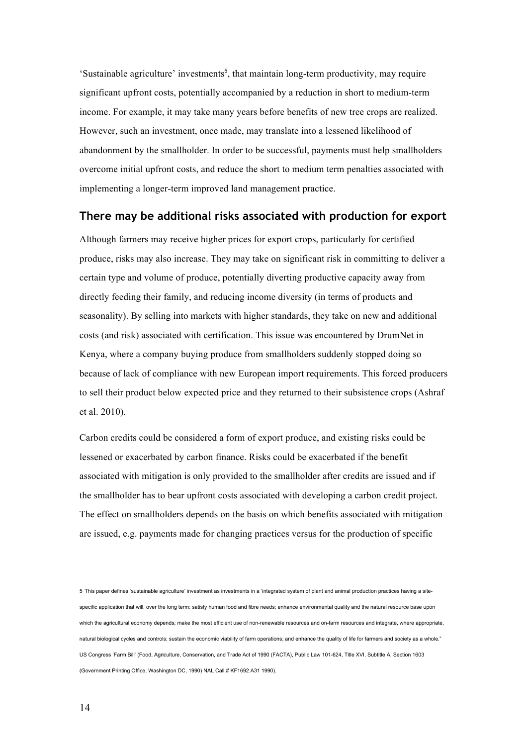'Sustainable agriculture' investments[5], that maintain long-term productivity, may require significant upfront costs, potentially accompanied by a reduction in short to medium-term income. For example, it may take many years before benefits of new tree crops are realized. However, such an investment, once made, may translate into a lessened likelihood of abandonment by the smallholder. In order to be successful, payments must help smallholders overcome initial upfront costs, and reduce the short to medium term penalties associated with implementing a longer-term improved land management practice.

## There may be additional risks associated with production for export

Although farmers may receive higher prices for export crops, particularly for certified produce, risks may also increase. They may take on significant risk in committing to deliver a certain type and volume of produce, potentially diverting productive capacity away from directly feeding their family, and reducing income diversity (in terms of products and seasonality). By selling into markets with higher standards, they take on new and additional costs (and risk) associated with certification. This issue was encountered by DrumNet in Kenya, where a company buying produce from smallholders suddenly stopped doing so because of lack of compliance with new European import requirements. This forced producers to sell their product below expected price and they returned to their subsistence crops (Ashraf et al. 2010).

Carbon credits could be considered a form of export produce, and existing risks could be lessened or exacerbated by carbon finance. Risks could be exacerbated if the benefit associated with mitigation is only provided to the smallholder after credits are issued and if the smallholder has to bear upfront costs associated with developing a carbon credit project. The effect on smallholders depends on the basis on which benefits associated with mitigation are issued, e.g. payments made for changing practices versus for the production of specific

5 This paper defines 'sustainable agriculture' investment as investments in a 'integrated system of plant and animal production practices having a site-specific application that will, over the long term: satisfy human food and fibre needs; enhance environmental quality and the natural resource base upon which the agricultural economy depends; make the most efficient use of non-renewable resources and on-farm resources and integrate, where appropriate, natural biological cycles and controls; sustain the economic viability of farm operations; and enhance the quality of life for farmers and society as a whole." US Congress 'Farm Bill' (Food, Agriculture, Conservation, and Trade Act of 1990 (FACTA), Public Law 101-624, Title XVI, Subtitle A, Section 1603 (Government Printing Office, Washington DC, 1990) NAL Call # KF1692.A31 1990).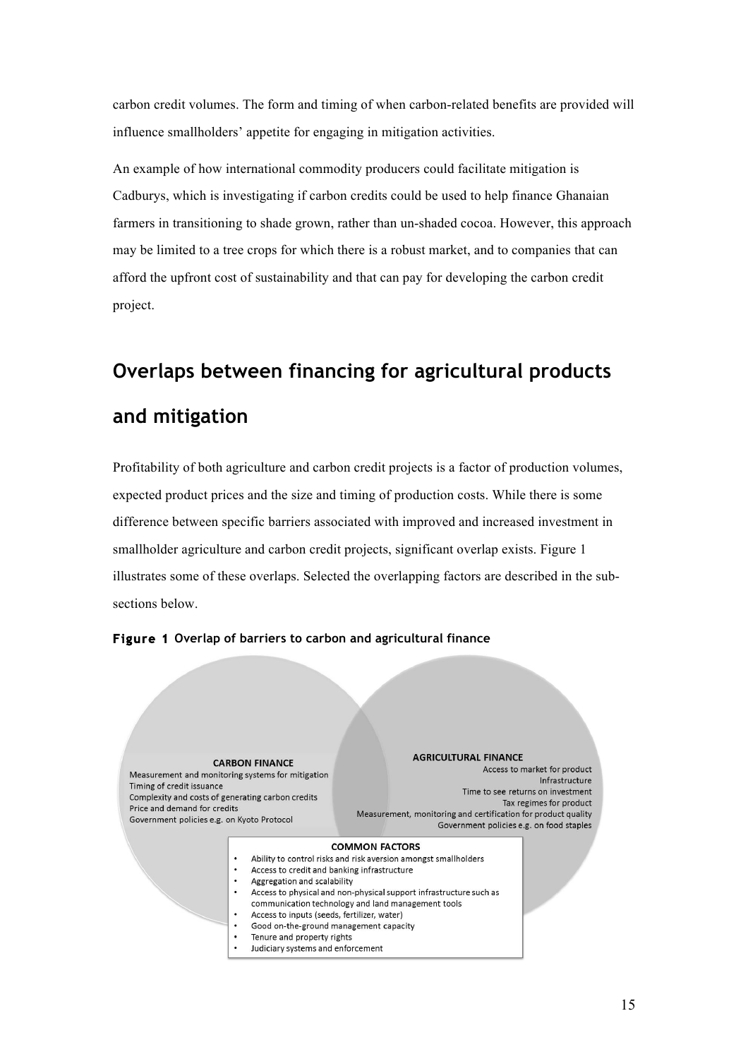carbon credit volumes. The form and timing of when carbon-related benefits are provided will influence smallholders' appetite for engaging in mitigation activities.

An example of how international commodity producers could facilitate mitigation is Cadburys, which is investigating if carbon credits could be used to help finance Ghanaian farmers in transitioning to shade grown, rather than un-shaded cocoa. However, this approach may be limited to a tree crops for which there is a robust market, and to companies that can afford the upfront cost of sustainability and that can pay for developing the carbon credit project.

## Overlaps between financing for agricultural products and mitigation

Profitability of both agriculture and carbon credit projects is a factor of production volumes, expected product prices and the size and timing of production costs. While there is some difference between specific barriers associated with improved and increased investment in smallholder agriculture and carbon credit projects, significant overlap exists. Figure 1 illustrates some of these overlaps. Selected the overlapping factors are described in the sub-sections below.

**Figure 1** Overlap of barriers to carbon and agricultural finance

**CARBON FINANCE**

Measurement and monitoring systems for mitigation
Timing of credit issuance
Complexity and costs of generating carbon credits
Price and demand for credits
Government policies e.g. on Kyoto Protocol

**AGRICULTURAL FINANCE**

Access to market for product
Infrastructure
Time to see returns on investment
Tax regimes for product
Measurement, monitoring and certification for product quality
Government policies e.g. on food staples

**COMMON FACTORS**

- Ability to control risks and risk aversion amongst smallholders
- Access to credit and banking infrastructure
- Aggregation and scalability
- Access to physical and non-physical support infrastructure such as communication technology and land management tools
- Access to inputs (seeds, fertilizer, water)
- Good on-the-ground management capacity
- Tenure and property rights
- Judiciary systems and enforcement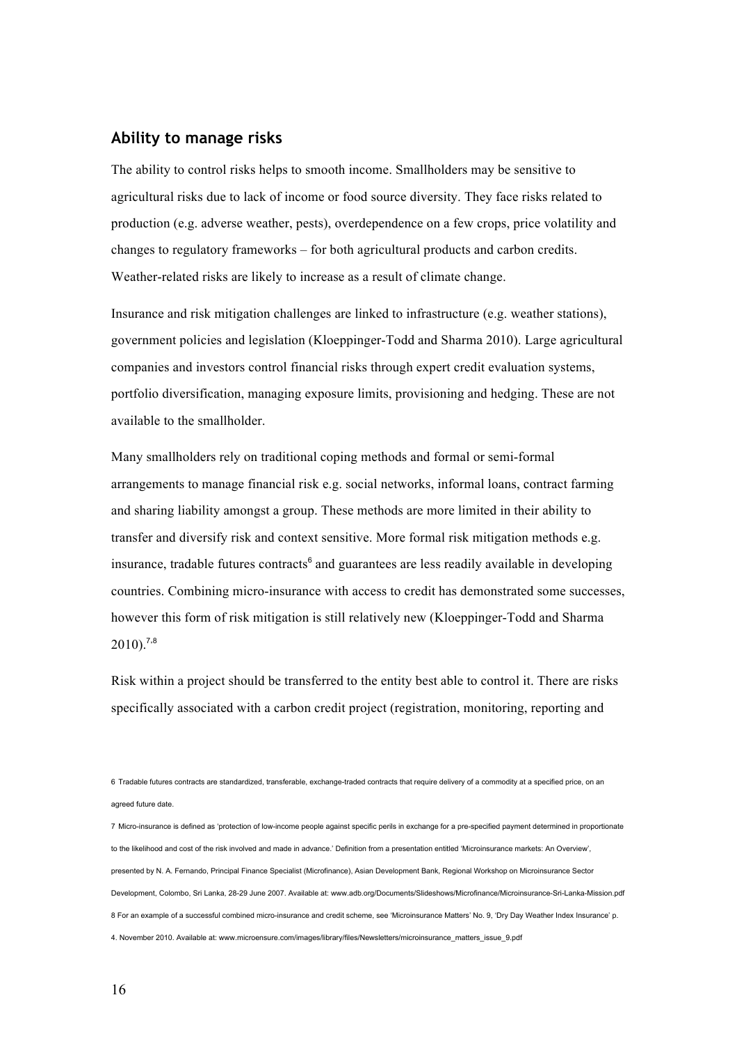## Ability to manage risks

The ability to control risks helps to smooth income. Smallholders may be sensitive to agricultural risks due to lack of income or food source diversity. They face risks related to production (e.g. adverse weather, pests), overdependence on a few crops, price volatility and changes to regulatory frameworks – for both agricultural products and carbon credits. Weather-related risks are likely to increase as a result of climate change.

Insurance and risk mitigation challenges are linked to infrastructure (e.g. weather stations), government policies and legislation (Kloeppinger-Todd and Sharma 2010). Large agricultural companies and investors control financial risks through expert credit evaluation systems, portfolio diversification, managing exposure limits, provisioning and hedging. These are not available to the smallholder.

Many smallholders rely on traditional coping methods and formal or semi-formal arrangements to manage financial risk e.g. social networks, informal loans, contract farming and sharing liability amongst a group. These methods are more limited in their ability to transfer and diversify risk and context sensitive. More formal risk mitigation methods e.g. insurance, tradable futures contracts[6] and guarantees are less readily available in developing countries. Combining micro-insurance with access to credit has demonstrated some successes, however this form of risk mitigation is still relatively new (Kloeppinger-Todd and Sharma 2010).[7,8]

Risk within a project should be transferred to the entity best able to control it. There are risks specifically associated with a carbon credit project (registration, monitoring, reporting and

6 Tradable futures contracts are standardized, transferable, exchange-traded contracts that require delivery of a commodity at a specified price, on an agreed future date.

7 Micro-insurance is defined as 'protection of low-income people against specific perils in exchange for a pre-specified payment determined in proportionate to the likelihood and cost of the risk involved and made in advance.' Definition from a presentation entitled 'Microinsurance markets: An Overview', presented by N. A. Fernando, Principal Finance Specialist (Microfinance), Asian Development Bank, Regional Workshop on Microinsurance Sector Development, Colombo, Sri Lanka, 28-29 June 2007. Available at: www.adb.org/Documents/Slideshows/Microfinance/Microinsurance-Sri-Lanka-Mission.pdf

8 For an example of a successful combined micro-insurance and credit scheme, see 'Microinsurance Matters' No. 9, 'Dry Day Weather Index Insurance' p. 4. November 2010. Available at: www.microensure.com/images/library/files/Newsletters/microinsurance_matters_issue_9.pdf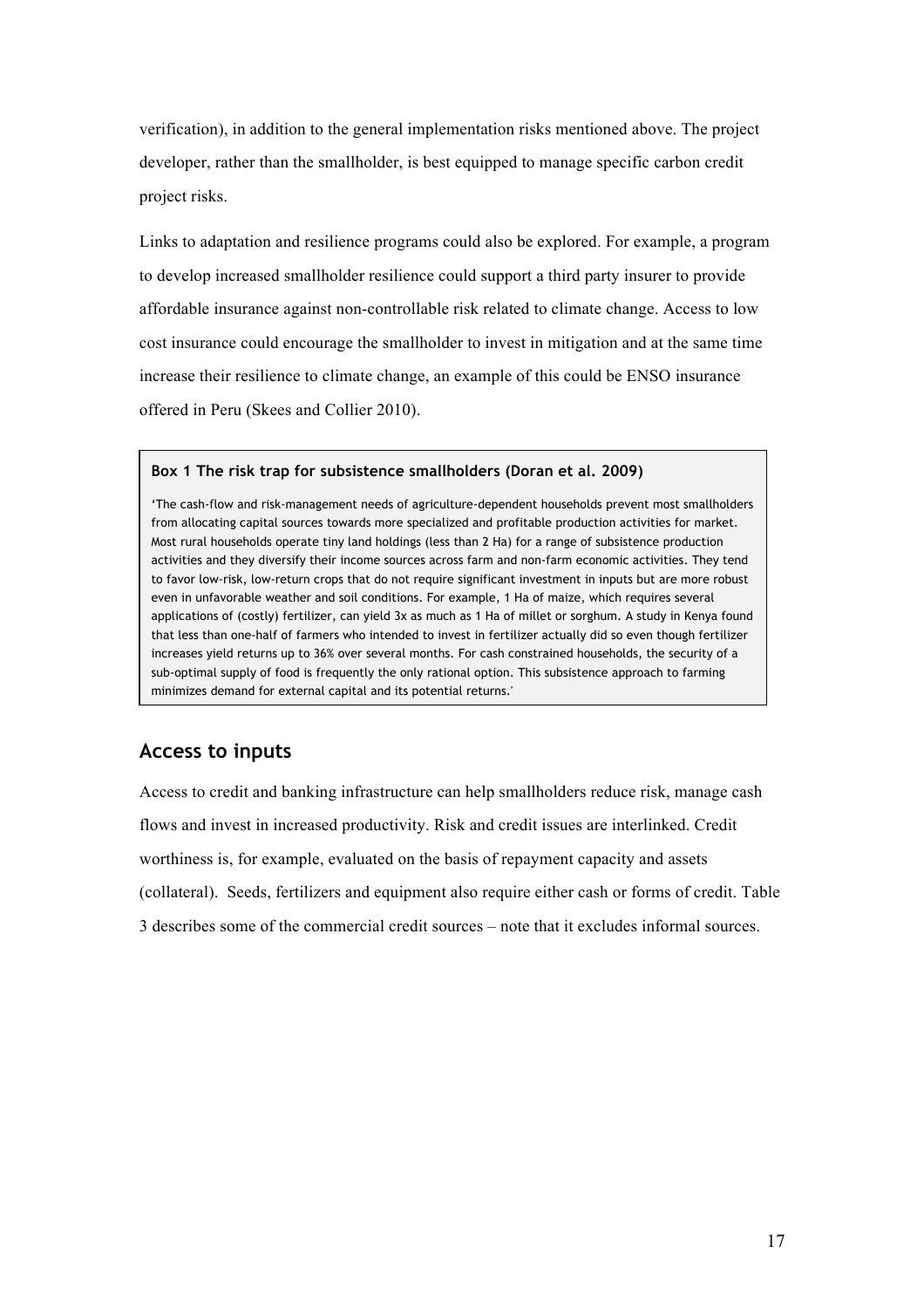verification), in addition to the general implementation risks mentioned above. The project developer, rather than the smallholder, is best equipped to manage specific carbon credit project risks.

Links to adaptation and resilience programs could also be explored. For example, a program to develop increased smallholder resilience could support a third party insurer to provide affordable insurance against non-controllable risk related to climate change. Access to low cost insurance could encourage the smallholder to invest in mitigation and at the same time increase their resilience to climate change, an example of this could be ENSO insurance offered in Peru (Skees and Collier 2010).

> **Box 1 The risk trap for subsistence smallholders (Doran et al. 2009)**
>
> 'The cash-flow and risk-management needs of agriculture-dependent households prevent most smallholders from allocating capital sources towards more specialized and profitable production activities for market. Most rural households operate tiny land holdings (less than 2 Ha) for a range of subsistence production activities and they diversify their income sources across farm and non-farm economic activities. They tend to favor low-risk, low-return crops that do not require significant investment in inputs but are more robust even in unfavorable weather and soil conditions. For example, 1 Ha of maize, which requires several applications of (costly) fertilizer, can yield 3x as much as 1 Ha of millet or sorghum. A study in Kenya found that less than one-half of farmers who intended to invest in fertilizer actually did so even though fertilizer increases yield returns up to 36% over several months. For cash constrained households, the security of a sub-optimal supply of food is frequently the only rational option. This subsistence approach to farming minimizes demand for external capital and its potential returns.'

## Access to inputs

Access to credit and banking infrastructure can help smallholders reduce risk, manage cash flows and invest in increased productivity. Risk and credit issues are interlinked. Credit worthiness is, for example, evaluated on the basis of repayment capacity and assets (collateral). Seeds, fertilizers and equipment also require either cash or forms of credit. Table 3 describes some of the commercial credit sources – note that it excludes informal sources.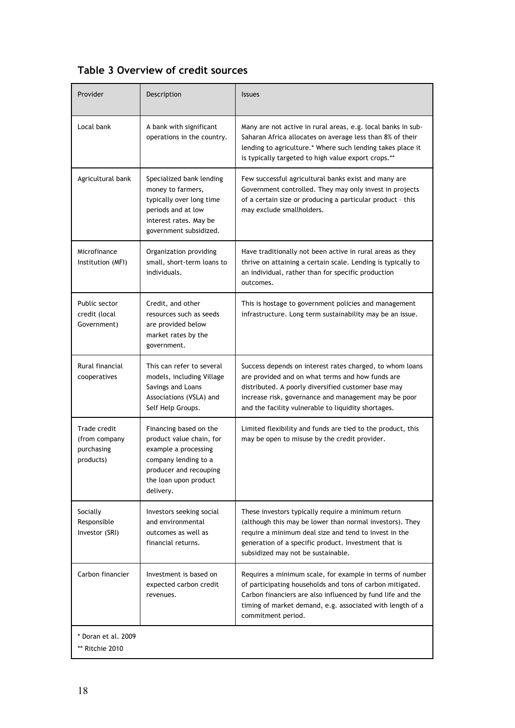## Table 3 Overview of credit sources

| Provider | Description | Issues |
|---|---|---|
| Local bank | A bank with significant operations in the country. | Many are not active in rural areas, e.g. local banks in sub-Saharan Africa allocates on average less than 8% of their lending to agriculture.* Where such lending takes place it is typically targeted to high value export crops.** |
| Agricultural bank | Specialized bank lending money to farmers, typically over long time periods and at low interest rates. May be government subsidized. | Few successful agricultural banks exist and many are Government controlled. They may only invest in projects of a certain size or producing a particular product – this may exclude smallholders. |
| Microfinance Institution (MFI) | Organization providing small, short-term loans to individuals. | Have traditionally not been active in rural areas as they thrive on attaining a certain scale. Lending is typically to an individual, rather than for specific production outcomes. |
| Public sector credit (local Government) | Credit, and other resources such as seeds are provided below market rates by the government. | This is hostage to government policies and management infrastructure. Long term sustainability may be an issue. |
| Rural financial cooperatives | This can refer to several models, including Village Savings and Loans Associations (VSLA) and Self Help Groups. | Success depends on interest rates charged, to whom loans are provided and on what terms and how funds are distributed. A poorly diversified customer base may increase risk, governance and management may be poor and the facility vulnerable to liquidity shortages. |
| Trade credit (from company purchasing products) | Financing based on the product value chain, for example a processing company lending to a producer and recouping the loan upon product delivery. | Limited flexibility and funds are tied to the product, this may be open to misuse by the credit provider. |
| Socially Responsible Investor (SRI) | Investors seeking social and environmental outcomes as well as financial returns. | These investors typically require a minimum return (although this may be lower than normal investors). They require a minimum deal size and tend to invest in the generation of a specific product. Investment that is subsidized may not be sustainable. |
| Carbon financier | Investment is based on expected carbon credit revenues. | Requires a minimum scale, for example in terms of number of participating households and tons of carbon mitigated. Carbon financiers are also influenced by fund life and the timing of market demand, e.g. associated with length of a commitment period. |

* Doran et al. 2009

** Ritchie 2010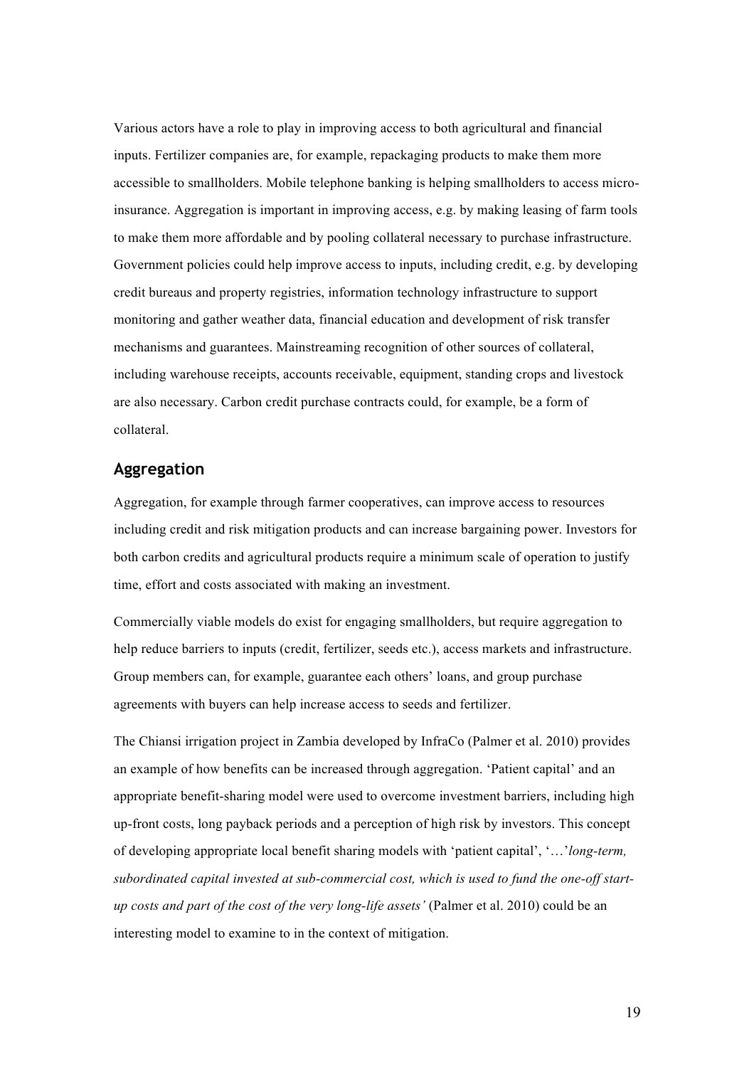Various actors have a role to play in improving access to both agricultural and financial inputs. Fertilizer companies are, for example, repackaging products to make them more accessible to smallholders. Mobile telephone banking is helping smallholders to access micro-insurance. Aggregation is important in improving access, e.g. by making leasing of farm tools to make them more affordable and by pooling collateral necessary to purchase infrastructure. Government policies could help improve access to inputs, including credit, e.g. by developing credit bureaus and property registries, information technology infrastructure to support monitoring and gather weather data, financial education and development of risk transfer mechanisms and guarantees. Mainstreaming recognition of other sources of collateral, including warehouse receipts, accounts receivable, equipment, standing crops and livestock are also necessary. Carbon credit purchase contracts could, for example, be a form of collateral.

## Aggregation

Aggregation, for example through farmer cooperatives, can improve access to resources including credit and risk mitigation products and can increase bargaining power. Investors for both carbon credits and agricultural products require a minimum scale of operation to justify time, effort and costs associated with making an investment.

Commercially viable models do exist for engaging smallholders, but require aggregation to help reduce barriers to inputs (credit, fertilizer, seeds etc.), access markets and infrastructure. Group members can, for example, guarantee each others' loans, and group purchase agreements with buyers can help increase access to seeds and fertilizer.

The Chiansi irrigation project in Zambia developed by InfraCo (Palmer et al. 2010) provides an example of how benefits can be increased through aggregation. 'Patient capital' and an appropriate benefit-sharing model were used to overcome investment barriers, including high up-front costs, long payback periods and a perception of high risk by investors. This concept of developing appropriate local benefit sharing models with 'patient capital', '…'*long-term, subordinated capital invested at sub-commercial cost, which is used to fund the one-off start-up costs and part of the cost of the very long-life assets'* (Palmer et al. 2010) could be an interesting model to examine to in the context of mitigation.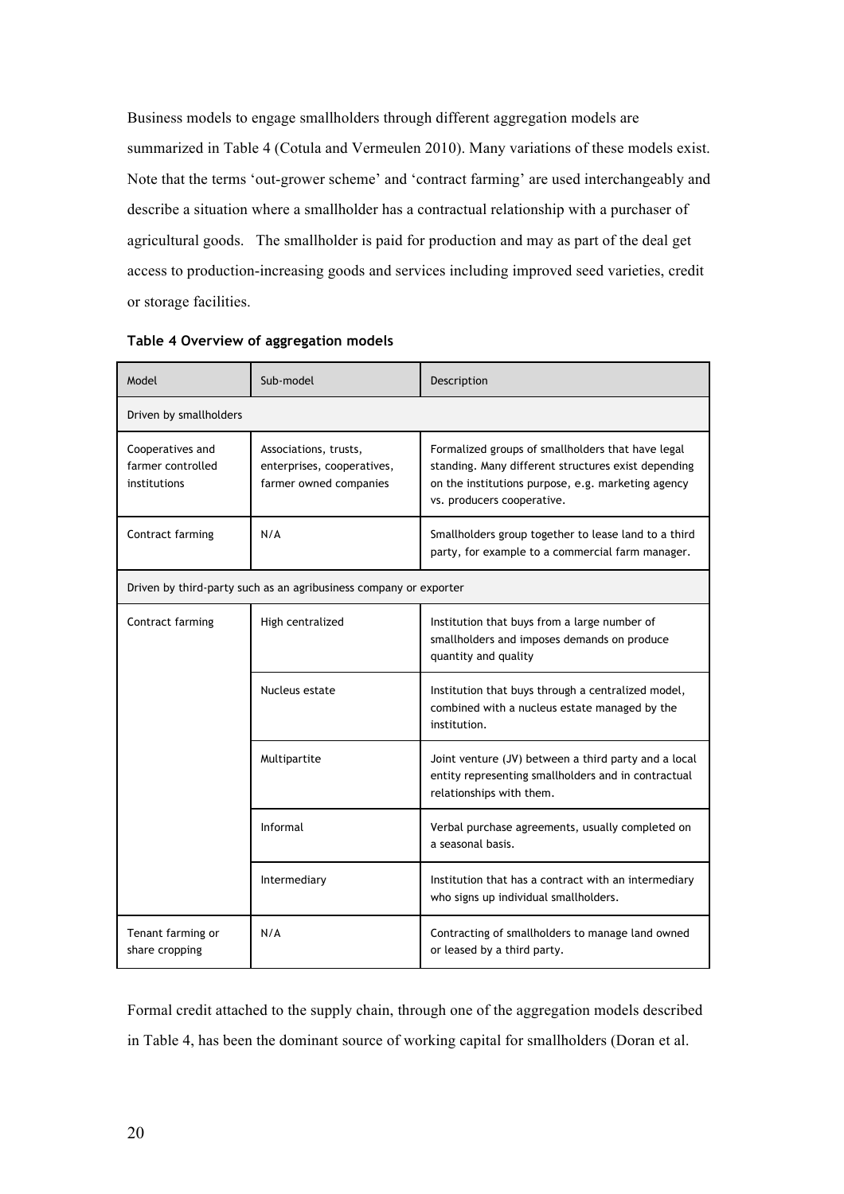Business models to engage smallholders through different aggregation models are summarized in Table 4 (Cotula and Vermeulen 2010). Many variations of these models exist. Note that the terms 'out-grower scheme' and 'contract farming' are used interchangeably and describe a situation where a smallholder has a contractual relationship with a purchaser of agricultural goods. The smallholder is paid for production and may as part of the deal get access to production-increasing goods and services including improved seed varieties, credit or storage facilities.

**Table 4 Overview of aggregation models**

| Model | Sub-model | Description |
| --- | --- | --- |
| Driven by smallholders | | |
| Cooperatives and farmer controlled institutions | Associations, trusts, enterprises, cooperatives, farmer owned companies | Formalized groups of smallholders that have legal standing. Many different structures exist depending on the institutions purpose, e.g. marketing agency vs. producers cooperative. |
| Contract farming | N/A | Smallholders group together to lease land to a third party, for example to a commercial farm manager. |
| Driven by third-party such as an agribusiness company or exporter | | |
| Contract farming | High centralized | Institution that buys from a large number of smallholders and imposes demands on produce quantity and quality |
| | Nucleus estate | Institution that buys through a centralized model, combined with a nucleus estate managed by the institution. |
| | Multipartite | Joint venture (JV) between a third party and a local entity representing smallholders and in contractual relationships with them. |
| | Informal | Verbal purchase agreements, usually completed on a seasonal basis. |
| | Intermediary | Institution that has a contract with an intermediary who signs up individual smallholders. |
| Tenant farming or share cropping | N/A | Contracting of smallholders to manage land owned or leased by a third party. |

Formal credit attached to the supply chain, through one of the aggregation models described in Table 4, has been the dominant source of working capital for smallholders (Doran et al.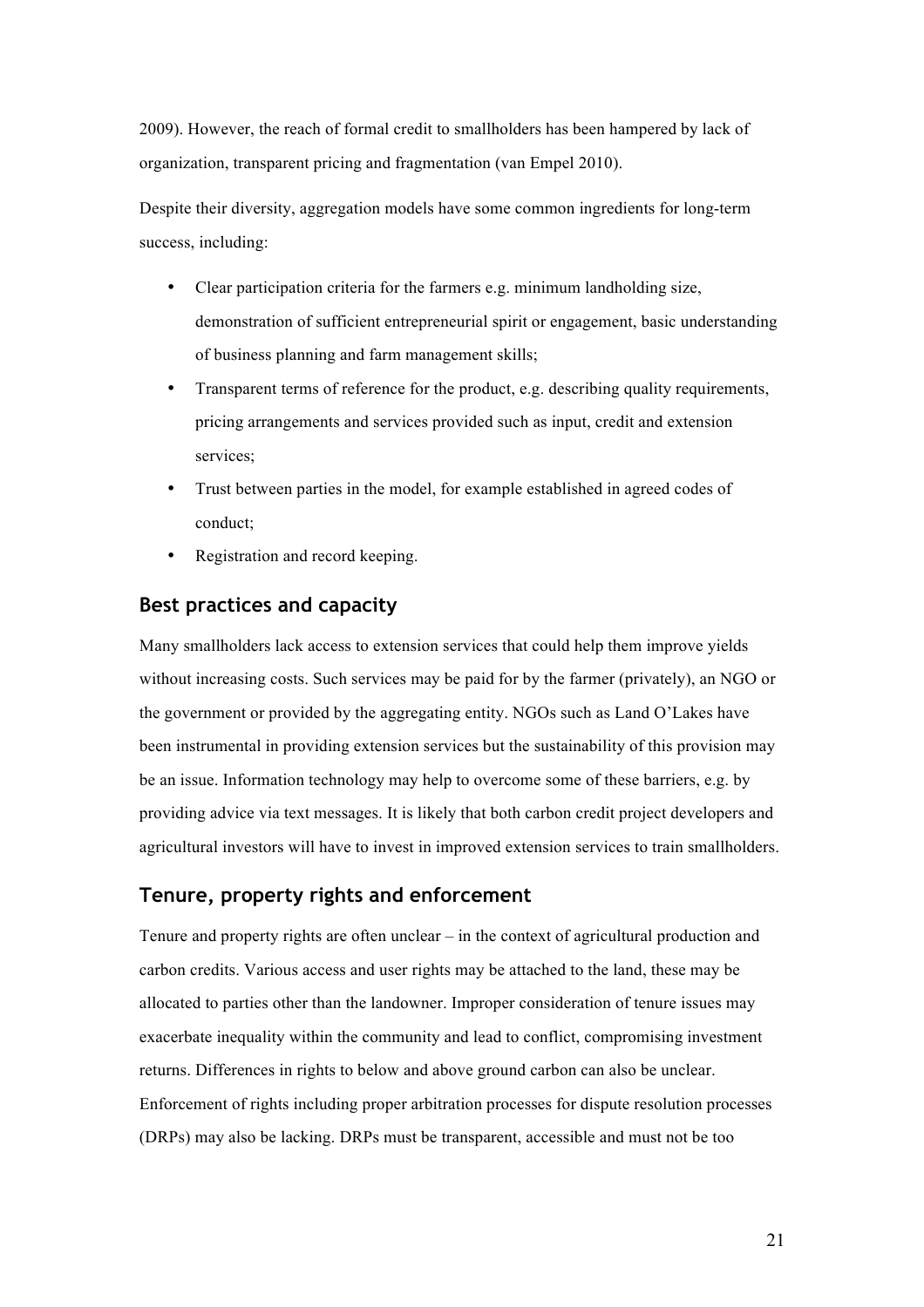2009). However, the reach of formal credit to smallholders has been hampered by lack of organization, transparent pricing and fragmentation (van Empel 2010).

Despite their diversity, aggregation models have some common ingredients for long-term success, including:

- Clear participation criteria for the farmers e.g. minimum landholding size, demonstration of sufficient entrepreneurial spirit or engagement, basic understanding of business planning and farm management skills;
- Transparent terms of reference for the product, e.g. describing quality requirements, pricing arrangements and services provided such as input, credit and extension services;
- Trust between parties in the model, for example established in agreed codes of conduct;
- Registration and record keeping.

## Best practices and capacity

Many smallholders lack access to extension services that could help them improve yields without increasing costs. Such services may be paid for by the farmer (privately), an NGO or the government or provided by the aggregating entity. NGOs such as Land O'Lakes have been instrumental in providing extension services but the sustainability of this provision may be an issue. Information technology may help to overcome some of these barriers, e.g. by providing advice via text messages. It is likely that both carbon credit project developers and agricultural investors will have to invest in improved extension services to train smallholders.

## Tenure, property rights and enforcement

Tenure and property rights are often unclear – in the context of agricultural production and carbon credits. Various access and user rights may be attached to the land, these may be allocated to parties other than the landowner. Improper consideration of tenure issues may exacerbate inequality within the community and lead to conflict, compromising investment returns. Differences in rights to below and above ground carbon can also be unclear. Enforcement of rights including proper arbitration processes for dispute resolution processes (DRPs) may also be lacking. DRPs must be transparent, accessible and must not be too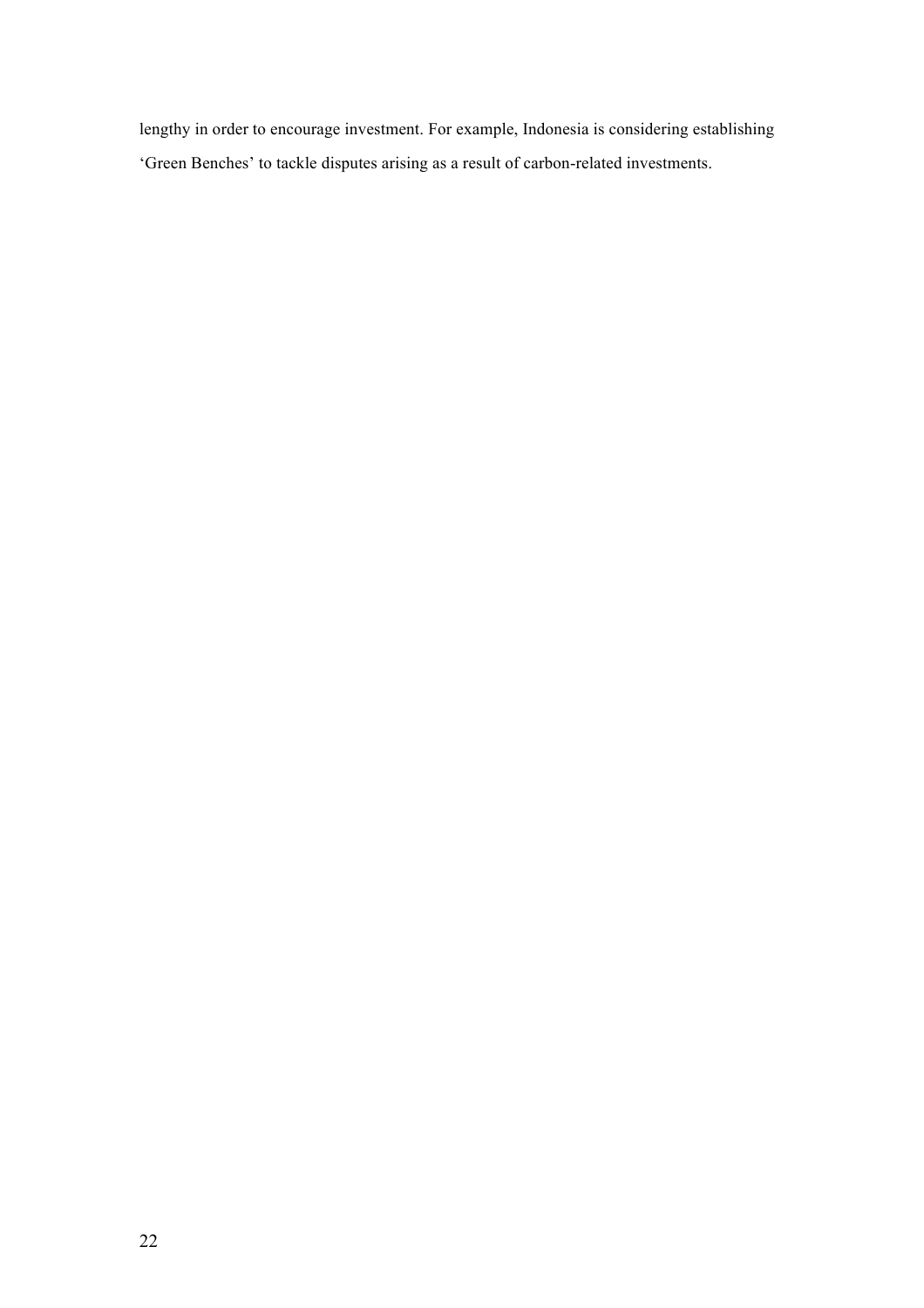lengthy in order to encourage investment. For example, Indonesia is considering establishing 'Green Benches' to tackle disputes arising as a result of carbon-related investments.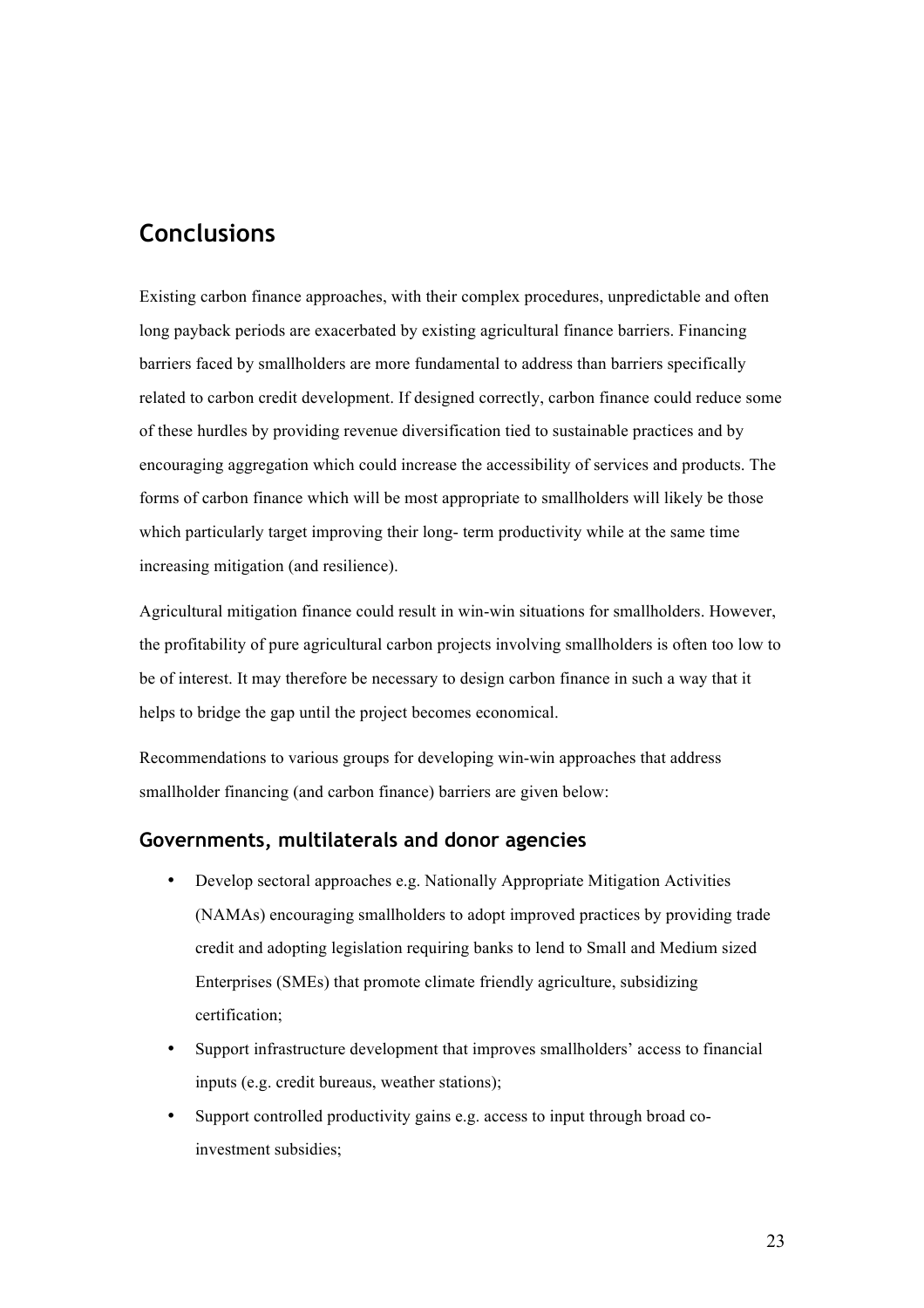# Conclusions

Existing carbon finance approaches, with their complex procedures, unpredictable and often long payback periods are exacerbated by existing agricultural finance barriers. Financing barriers faced by smallholders are more fundamental to address than barriers specifically related to carbon credit development. If designed correctly, carbon finance could reduce some of these hurdles by providing revenue diversification tied to sustainable practices and by encouraging aggregation which could increase the accessibility of services and products. The forms of carbon finance which will be most appropriate to smallholders will likely be those which particularly target improving their long- term productivity while at the same time increasing mitigation (and resilience).

Agricultural mitigation finance could result in win-win situations for smallholders. However, the profitability of pure agricultural carbon projects involving smallholders is often too low to be of interest. It may therefore be necessary to design carbon finance in such a way that it helps to bridge the gap until the project becomes economical.

Recommendations to various groups for developing win-win approaches that address smallholder financing (and carbon finance) barriers are given below:

## Governments, multilaterals and donor agencies

- Develop sectoral approaches e.g. Nationally Appropriate Mitigation Activities (NAMAs) encouraging smallholders to adopt improved practices by providing trade credit and adopting legislation requiring banks to lend to Small and Medium sized Enterprises (SMEs) that promote climate friendly agriculture, subsidizing certification;
- Support infrastructure development that improves smallholders' access to financial inputs (e.g. credit bureaus, weather stations);
- Support controlled productivity gains e.g. access to input through broad co-investment subsidies;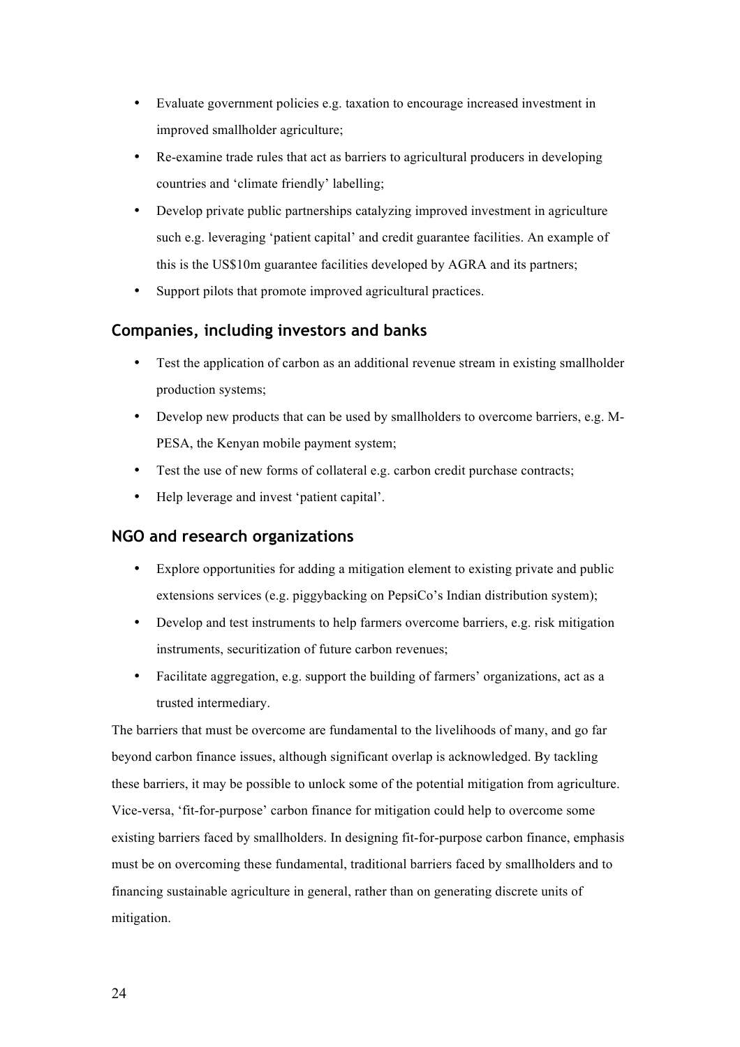- Evaluate government policies e.g. taxation to encourage increased investment in improved smallholder agriculture;
- Re-examine trade rules that act as barriers to agricultural producers in developing countries and 'climate friendly' labelling;
- Develop private public partnerships catalyzing improved investment in agriculture such e.g. leveraging 'patient capital' and credit guarantee facilities. An example of this is the US$10m guarantee facilities developed by AGRA and its partners;
- Support pilots that promote improved agricultural practices.

## Companies, including investors and banks

- Test the application of carbon as an additional revenue stream in existing smallholder production systems;
- Develop new products that can be used by smallholders to overcome barriers, e.g. M-PESA, the Kenyan mobile payment system;
- Test the use of new forms of collateral e.g. carbon credit purchase contracts;
- Help leverage and invest 'patient capital'.

## NGO and research organizations

- Explore opportunities for adding a mitigation element to existing private and public extensions services (e.g. piggybacking on PepsiCo's Indian distribution system);
- Develop and test instruments to help farmers overcome barriers, e.g. risk mitigation instruments, securitization of future carbon revenues;
- Facilitate aggregation, e.g. support the building of farmers' organizations, act as a trusted intermediary.

The barriers that must be overcome are fundamental to the livelihoods of many, and go far beyond carbon finance issues, although significant overlap is acknowledged. By tackling these barriers, it may be possible to unlock some of the potential mitigation from agriculture. Vice-versa, 'fit-for-purpose' carbon finance for mitigation could help to overcome some existing barriers faced by smallholders. In designing fit-for-purpose carbon finance, emphasis must be on overcoming these fundamental, traditional barriers faced by smallholders and to financing sustainable agriculture in general, rather than on generating discrete units of mitigation.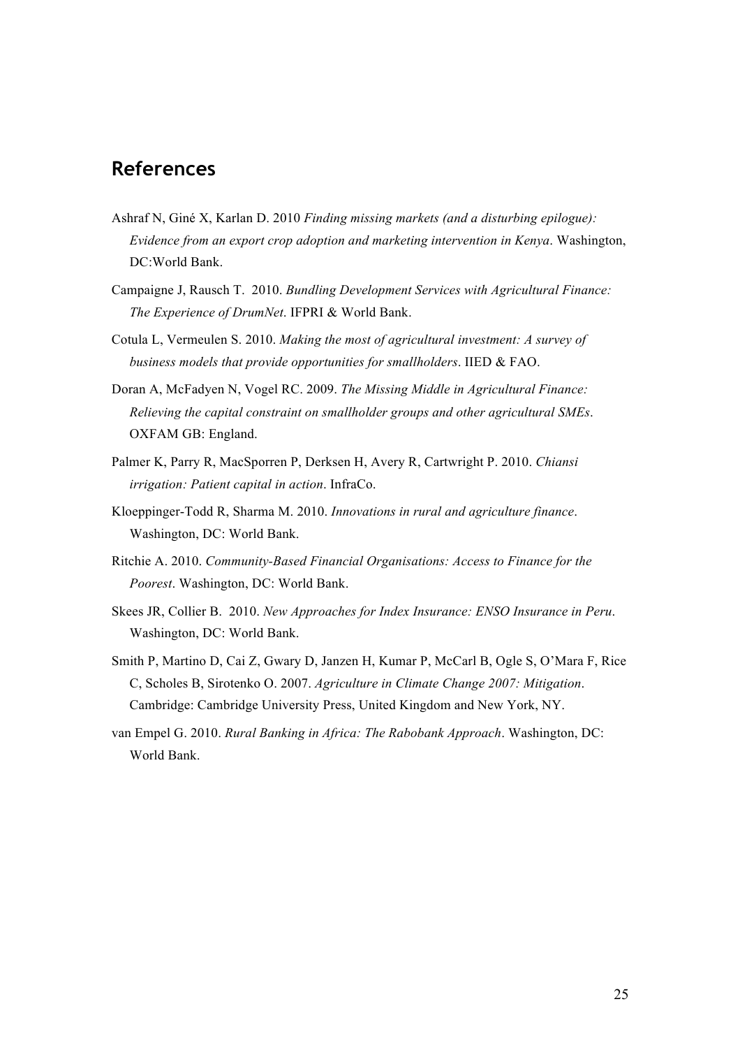## References

Ashraf N, Giné X, Karlan D. 2010 *Finding missing markets (and a disturbing epilogue): Evidence from an export crop adoption and marketing intervention in Kenya*. Washington, DC:World Bank.

Campaigne J, Rausch T. 2010. *Bundling Development Services with Agricultural Finance: The Experience of DrumNet*. IFPRI & World Bank.

Cotula L, Vermeulen S. 2010. *Making the most of agricultural investment: A survey of business models that provide opportunities for smallholders*. IIED & FAO.

Doran A, McFadyen N, Vogel RC. 2009. *The Missing Middle in Agricultural Finance: Relieving the capital constraint on smallholder groups and other agricultural SMEs*. OXFAM GB: England.

Palmer K, Parry R, MacSporren P, Derksen H, Avery R, Cartwright P. 2010. *Chiansi irrigation: Patient capital in action*. InfraCo.

Kloeppinger-Todd R, Sharma M. 2010. *Innovations in rural and agriculture finance*. Washington, DC: World Bank.

Ritchie A. 2010. *Community-Based Financial Organisations: Access to Finance for the Poorest*. Washington, DC: World Bank.

Skees JR, Collier B. 2010. *New Approaches for Index Insurance: ENSO Insurance in Peru*. Washington, DC: World Bank.

Smith P, Martino D, Cai Z, Gwary D, Janzen H, Kumar P, McCarl B, Ogle S, O'Mara F, Rice C, Scholes B, Sirotenko O. 2007. *Agriculture in Climate Change 2007: Mitigation*. Cambridge: Cambridge University Press, United Kingdom and New York, NY.

van Empel G. 2010. *Rural Banking in Africa: The Rabobank Approach*. Washington, DC: World Bank.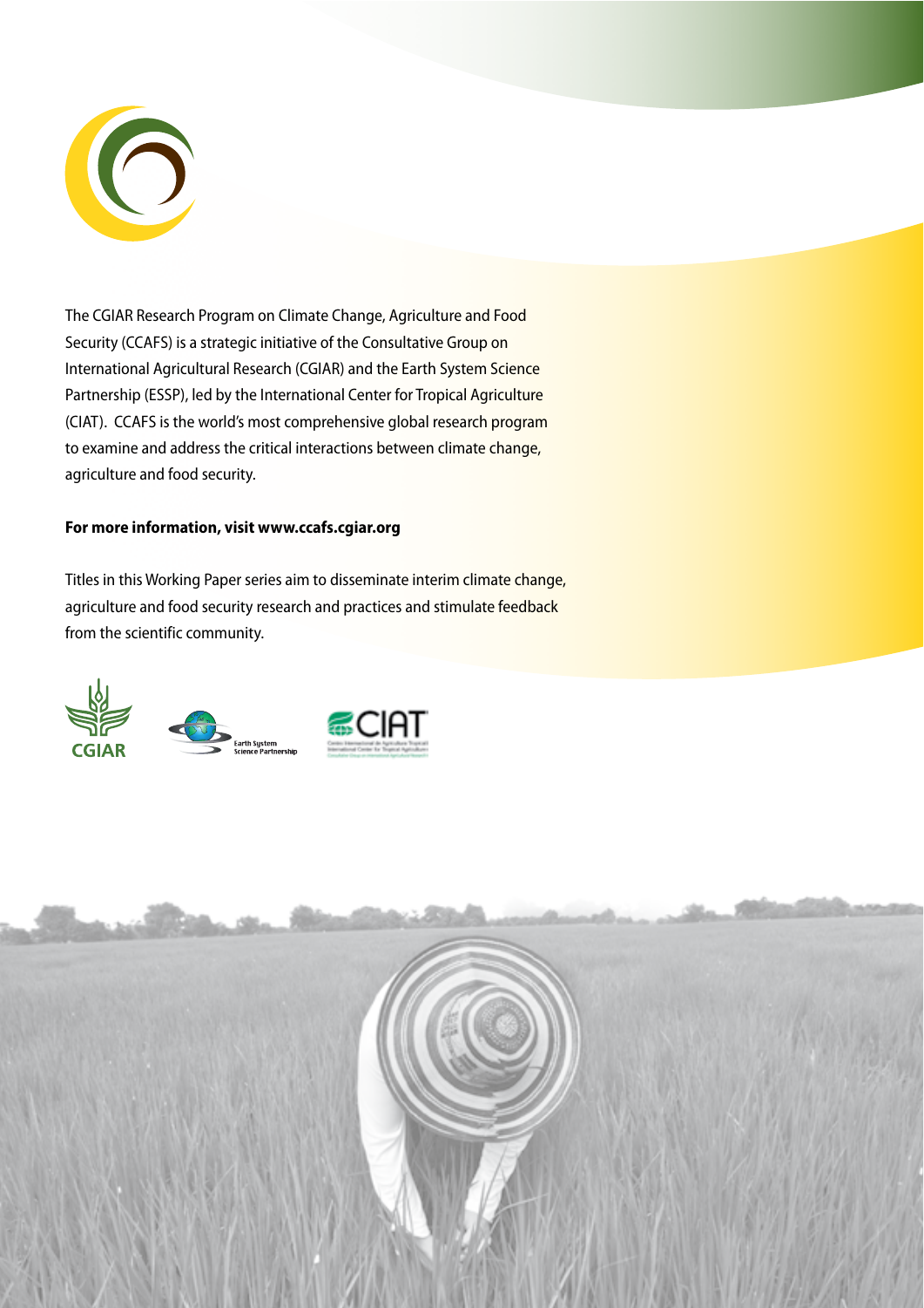The CGIAR Research Program on Climate Change, Agriculture and Food Security (CCAFS) is a strategic initiative of the Consultative Group on International Agricultural Research (CGIAR) and the Earth System Science Partnership (ESSP), led by the International Center for Tropical Agriculture (CIAT). CCAFS is the world's most comprehensive global research program to examine and address the critical interactions between climate change, agriculture and food security.

**For more information, visit www.ccafs.cgiar.org**

Titles in this Working Paper series aim to disseminate interim climate change, agriculture and food security research and practices and stimulate feedback from the scientific community.